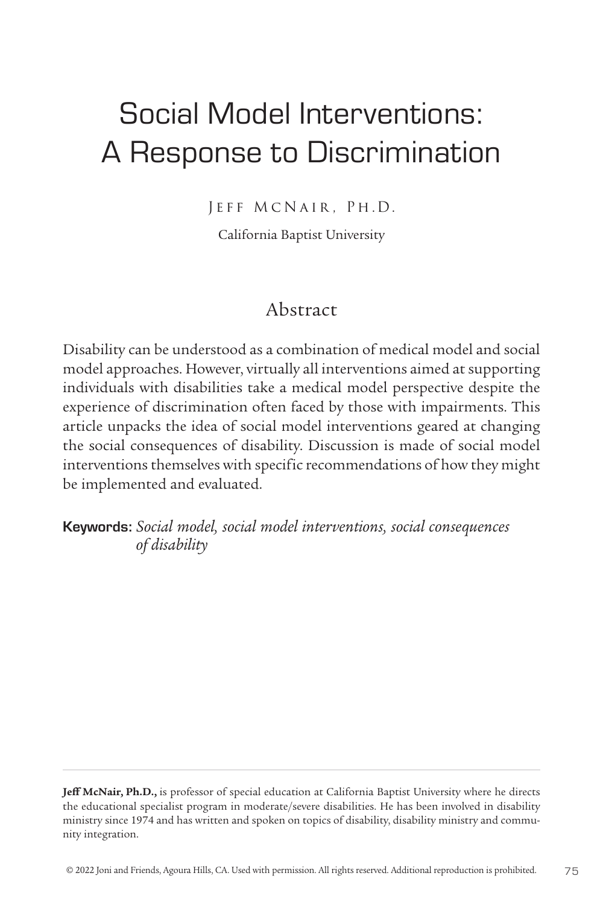# Social Model Interventions: A Response to Discrimination

Jeff McNair, Ph.D.

California Baptist University

## Abstract

Disability can be understood as a combination of medical model and social model approaches. However, virtually all interventions aimed at supporting individuals with disabilities take a medical model perspective despite the experience of discrimination often faced by those with impairments. This article unpacks the idea of social model interventions geared at changing the social consequences of disability. Discussion is made of social model interventions themselves with specific recommendations of how they might be implemented and evaluated.

**Keywords:** *Social model, social model interventions, social consequences of disability*

---

**Jeff McNair, Ph.D.,** is professor of special education at California Baptist University where he directs the educational specialist program in moderate/severe disabilities. He has been involved in disability ministry since 1974 and has written and spoken on topics of disability, disability ministry and community integration.

© 2022 Joni and Friends, Agoura Hills, CA. Used with permission. All rights reserved. Additional reproduction is prohibited.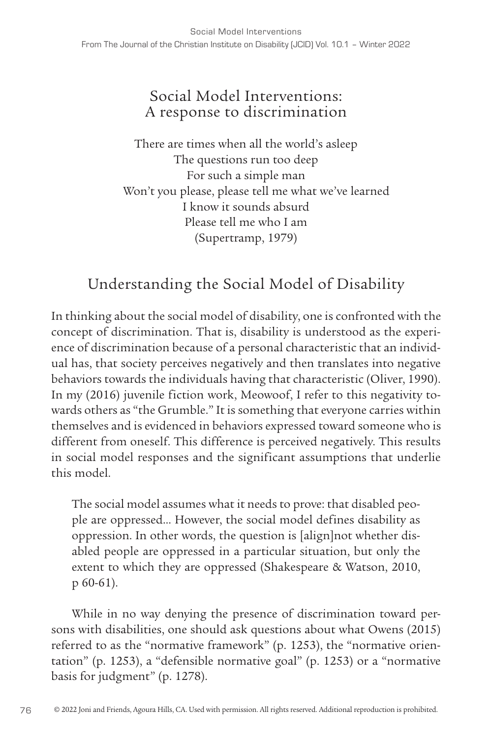# Social Model Interventions: A response to discrimination

There are times when all the world's asleep
The questions run too deep
For such a simple man
Won't you please, please tell me what we've learned
I know it sounds absurd
Please tell me who I am
(Supertramp, 1979)

## Understanding the Social Model of Disability

In thinking about the social model of disability, one is confronted with the concept of discrimination. That is, disability is understood as the experience of discrimination because of a personal characteristic that an individual has, that society perceives negatively and then translates into negative behaviors towards the individuals having that characteristic (Oliver, 1990). In my (2016) juvenile fiction work, Meowoof, I refer to this negativity towards others as "the Grumble." It is something that everyone carries within themselves and is evidenced in behaviors expressed toward someone who is different from oneself. This difference is perceived negatively. This results in social model responses and the significant assumptions that underlie this model.

> The social model assumes what it needs to prove: that disabled people are oppressed... However, the social model defines disability as oppression. In other words, the question is [align]not whether disabled people are oppressed in a particular situation, but only the extent to which they are oppressed (Shakespeare & Watson, 2010, p 60-61).

While in no way denying the presence of discrimination toward persons with disabilities, one should ask questions about what Owens (2015) referred to as the "normative framework" (p. 1253), the "normative orientation" (p. 1253), a "defensible normative goal" (p. 1253) or a "normative basis for judgment" (p. 1278).

© 2022 Joni and Friends, Agoura Hills, CA. Used with permission. All rights reserved. Additional reproduction is prohibited.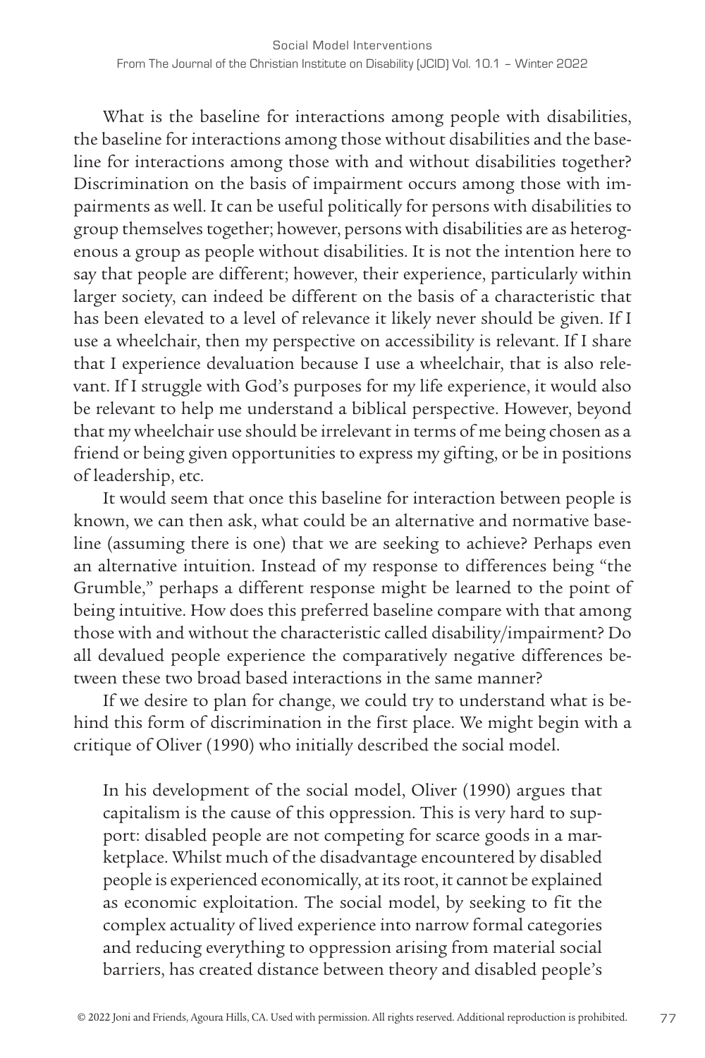What is the baseline for interactions among people with disabilities, the baseline for interactions among those without disabilities and the baseline for interactions among those with and without disabilities together? Discrimination on the basis of impairment occurs among those with impairments as well. It can be useful politically for persons with disabilities to group themselves together; however, persons with disabilities are as heterogenous a group as people without disabilities. It is not the intention here to say that people are different; however, their experience, particularly within larger society, can indeed be different on the basis of a characteristic that has been elevated to a level of relevance it likely never should be given. If I use a wheelchair, then my perspective on accessibility is relevant. If I share that I experience devaluation because I use a wheelchair, that is also relevant. If I struggle with God's purposes for my life experience, it would also be relevant to help me understand a biblical perspective. However, beyond that my wheelchair use should be irrelevant in terms of me being chosen as a friend or being given opportunities to express my gifting, or be in positions of leadership, etc.

It would seem that once this baseline for interaction between people is known, we can then ask, what could be an alternative and normative baseline (assuming there is one) that we are seeking to achieve? Perhaps even an alternative intuition. Instead of my response to differences being "the Grumble," perhaps a different response might be learned to the point of being intuitive. How does this preferred baseline compare with that among those with and without the characteristic called disability/impairment? Do all devalued people experience the comparatively negative differences between these two broad based interactions in the same manner?

If we desire to plan for change, we could try to understand what is behind this form of discrimination in the first place. We might begin with a critique of Oliver (1990) who initially described the social model.

> In his development of the social model, Oliver (1990) argues that capitalism is the cause of this oppression. This is very hard to support: disabled people are not competing for scarce goods in a marketplace. Whilst much of the disadvantage encountered by disabled people is experienced economically, at its root, it cannot be explained as economic exploitation. The social model, by seeking to fit the complex actuality of lived experience into narrow formal categories and reducing everything to oppression arising from material social barriers, has created distance between theory and disabled people's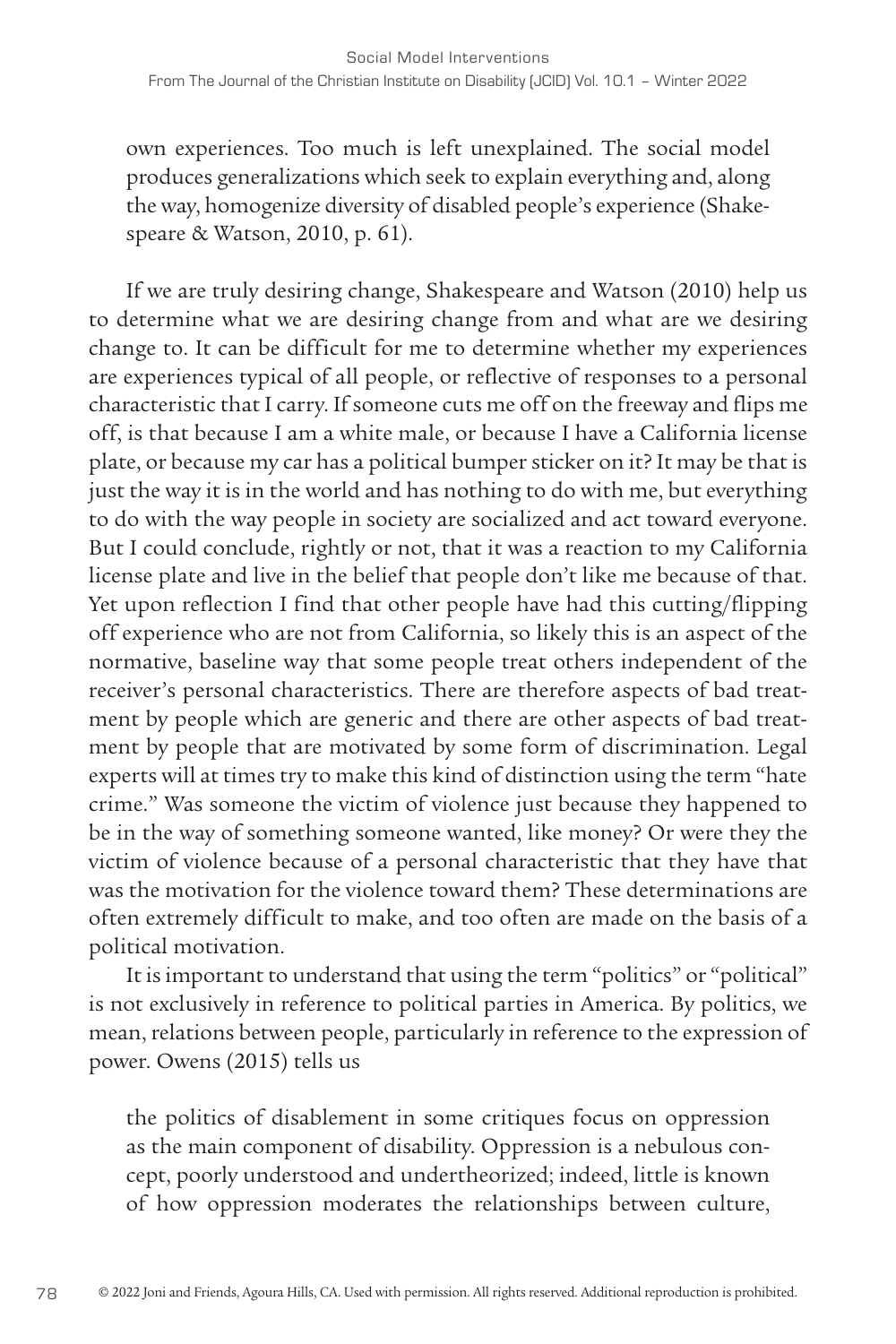own experiences. Too much is left unexplained. The social model produces generalizations which seek to explain everything and, along the way, homogenize diversity of disabled people's experience (Shakespeare & Watson, 2010, p. 61).

If we are truly desiring change, Shakespeare and Watson (2010) help us to determine what we are desiring change from and what are we desiring change to. It can be difficult for me to determine whether my experiences are experiences typical of all people, or reflective of responses to a personal characteristic that I carry. If someone cuts me off on the freeway and flips me off, is that because I am a white male, or because I have a California license plate, or because my car has a political bumper sticker on it? It may be that is just the way it is in the world and has nothing to do with me, but everything to do with the way people in society are socialized and act toward everyone. But I could conclude, rightly or not, that it was a reaction to my California license plate and live in the belief that people don't like me because of that. Yet upon reflection I find that other people have had this cutting/flipping off experience who are not from California, so likely this is an aspect of the normative, baseline way that some people treat others independent of the receiver's personal characteristics. There are therefore aspects of bad treatment by people which are generic and there are other aspects of bad treatment by people that are motivated by some form of discrimination. Legal experts will at times try to make this kind of distinction using the term "hate crime." Was someone the victim of violence just because they happened to be in the way of something someone wanted, like money? Or were they the victim of violence because of a personal characteristic that they have that was the motivation for the violence toward them? These determinations are often extremely difficult to make, and too often are made on the basis of a political motivation.

It is important to understand that using the term "politics" or "political" is not exclusively in reference to political parties in America. By politics, we mean, relations between people, particularly in reference to the expression of power. Owens (2015) tells us

the politics of disablement in some critiques focus on oppression as the main component of disability. Oppression is a nebulous concept, poorly understood and undertheorized; indeed, little is known of how oppression moderates the relationships between culture,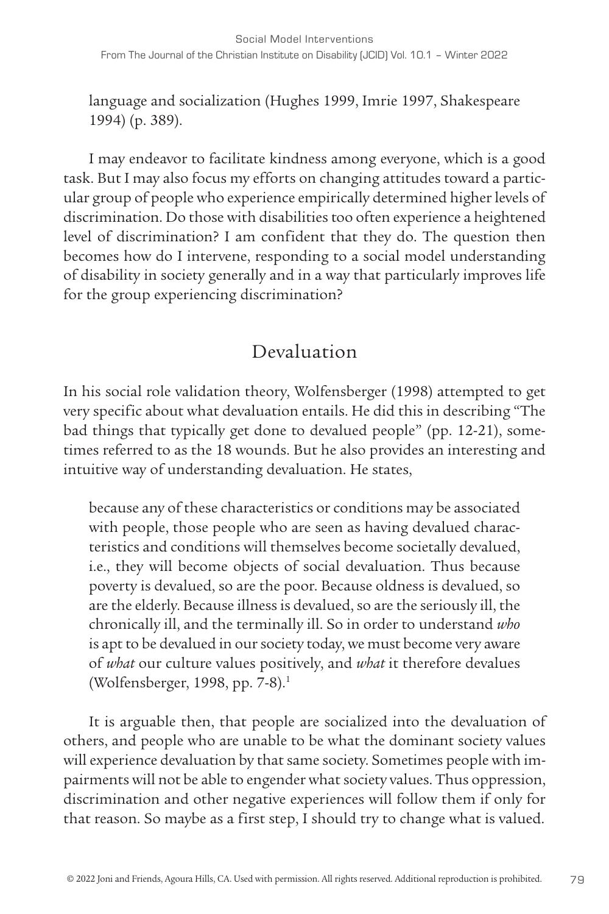language and socialization (Hughes 1999, Imrie 1997, Shakespeare 1994) (p. 389).

I may endeavor to facilitate kindness among everyone, which is a good task. But I may also focus my efforts on changing attitudes toward a particular group of people who experience empirically determined higher levels of discrimination. Do those with disabilities too often experience a heightened level of discrimination? I am confident that they do. The question then becomes how do I intervene, responding to a social model understanding of disability in society generally and in a way that particularly improves life for the group experiencing discrimination?

## Devaluation

In his social role validation theory, Wolfensberger (1998) attempted to get very specific about what devaluation entails. He did this in describing "The bad things that typically get done to devalued people" (pp. 12-21), sometimes referred to as the 18 wounds. But he also provides an interesting and intuitive way of understanding devaluation. He states,

> because any of these characteristics or conditions may be associated with people, those people who are seen as having devalued characteristics and conditions will themselves become societally devalued, i.e., they will become objects of social devaluation. Thus because poverty is devalued, so are the poor. Because oldness is devalued, so are the elderly. Because illness is devalued, so are the seriously ill, the chronically ill, and the terminally ill. So in order to understand *who* is apt to be devalued in our society today, we must become very aware of *what* our culture values positively, and *what* it therefore devalues (Wolfensberger, 1998, pp. 7-8).[1]

It is arguable then, that people are socialized into the devaluation of others, and people who are unable to be what the dominant society values will experience devaluation by that same society. Sometimes people with impairments will not be able to engender what society values. Thus oppression, discrimination and other negative experiences will follow them if only for that reason. So maybe as a first step, I should try to change what is valued.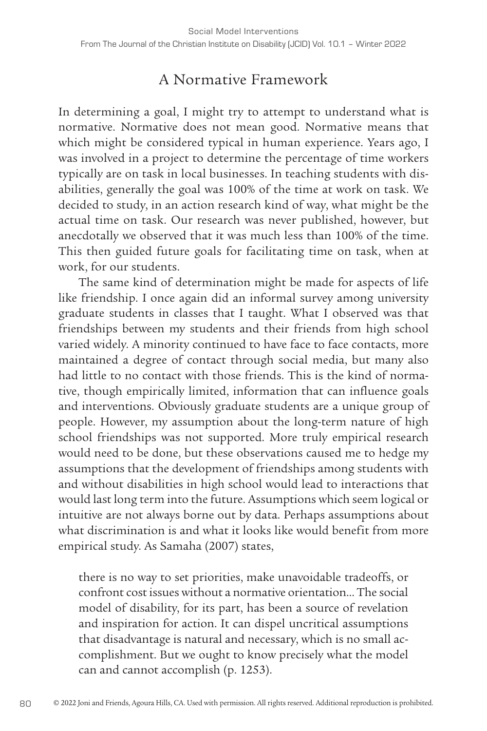## A Normative Framework

In determining a goal, I might try to attempt to understand what is normative. Normative does not mean good. Normative means that which might be considered typical in human experience. Years ago, I was involved in a project to determine the percentage of time workers typically are on task in local businesses. In teaching students with disabilities, generally the goal was 100% of the time at work on task. We decided to study, in an action research kind of way, what might be the actual time on task. Our research was never published, however, but anecdotally we observed that it was much less than 100% of the time. This then guided future goals for facilitating time on task, when at work, for our students.

The same kind of determination might be made for aspects of life like friendship. I once again did an informal survey among university graduate students in classes that I taught. What I observed was that friendships between my students and their friends from high school varied widely. A minority continued to have face to face contacts, more maintained a degree of contact through social media, but many also had little to no contact with those friends. This is the kind of normative, though empirically limited, information that can influence goals and interventions. Obviously graduate students are a unique group of people. However, my assumption about the long-term nature of high school friendships was not supported. More truly empirical research would need to be done, but these observations caused me to hedge my assumptions that the development of friendships among students with and without disabilities in high school would lead to interactions that would last long term into the future. Assumptions which seem logical or intuitive are not always borne out by data. Perhaps assumptions about what discrimination is and what it looks like would benefit from more empirical study. As Samaha (2007) states,

> there is no way to set priorities, make unavoidable tradeoffs, or confront cost issues without a normative orientation... The social model of disability, for its part, has been a source of revelation and inspiration for action. It can dispel uncritical assumptions that disadvantage is natural and necessary, which is no small accomplishment. But we ought to know precisely what the model can and cannot accomplish (p. 1253).

© 2022 Joni and Friends, Agoura Hills, CA. Used with permission. All rights reserved. Additional reproduction is prohibited.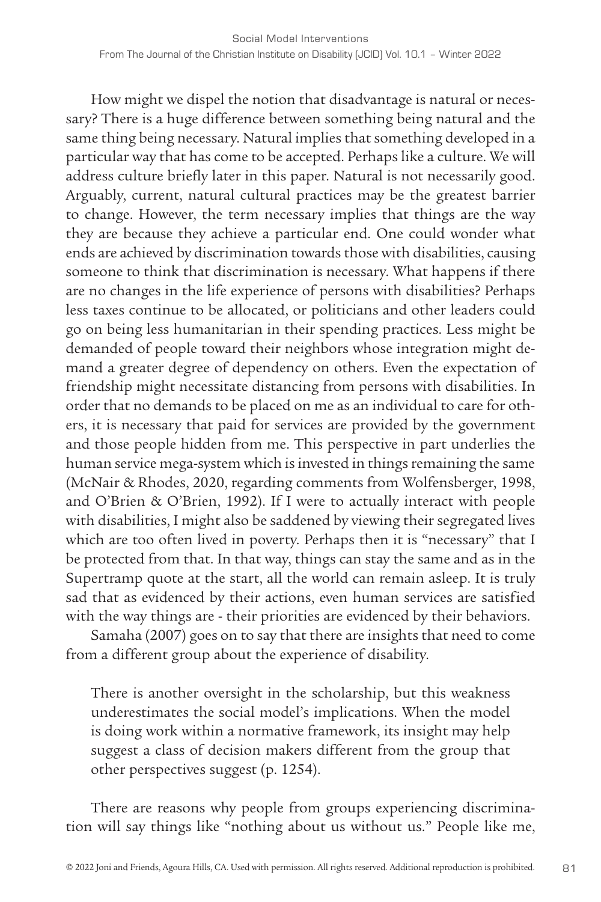How might we dispel the notion that disadvantage is natural or necessary? There is a huge difference between something being natural and the same thing being necessary. Natural implies that something developed in a particular way that has come to be accepted. Perhaps like a culture. We will address culture briefly later in this paper. Natural is not necessarily good. Arguably, current, natural cultural practices may be the greatest barrier to change. However, the term necessary implies that things are the way they are because they achieve a particular end. One could wonder what ends are achieved by discrimination towards those with disabilities, causing someone to think that discrimination is necessary. What happens if there are no changes in the life experience of persons with disabilities? Perhaps less taxes continue to be allocated, or politicians and other leaders could go on being less humanitarian in their spending practices. Less might be demanded of people toward their neighbors whose integration might demand a greater degree of dependency on others. Even the expectation of friendship might necessitate distancing from persons with disabilities. In order that no demands to be placed on me as an individual to care for others, it is necessary that paid for services are provided by the government and those people hidden from me. This perspective in part underlies the human service mega-system which is invested in things remaining the same (McNair & Rhodes, 2020, regarding comments from Wolfensberger, 1998, and O'Brien & O'Brien, 1992). If I were to actually interact with people with disabilities, I might also be saddened by viewing their segregated lives which are too often lived in poverty. Perhaps then it is "necessary" that I be protected from that. In that way, things can stay the same and as in the Supertramp quote at the start, all the world can remain asleep. It is truly sad that as evidenced by their actions, even human services are satisfied with the way things are - their priorities are evidenced by their behaviors.

Samaha (2007) goes on to say that there are insights that need to come from a different group about the experience of disability.

> There is another oversight in the scholarship, but this weakness underestimates the social model's implications. When the model is doing work within a normative framework, its insight may help suggest a class of decision makers different from the group that other perspectives suggest (p. 1254).

There are reasons why people from groups experiencing discrimination will say things like "nothing about us without us." People like me,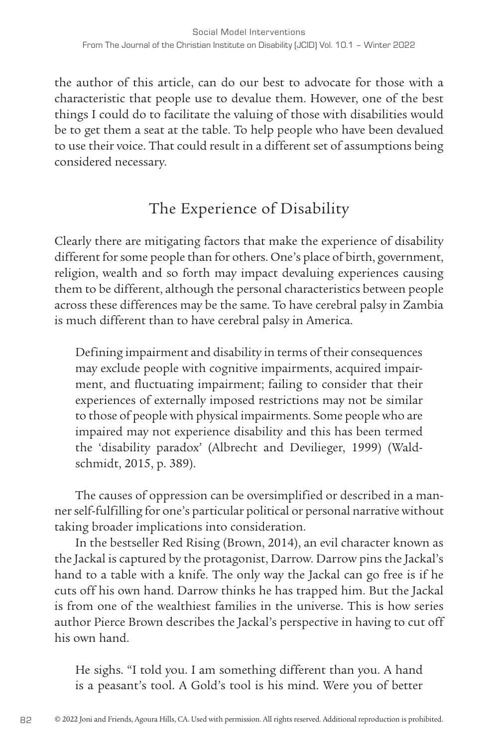the author of this article, can do our best to advocate for those with a characteristic that people use to devalue them. However, one of the best things I could do to facilitate the valuing of those with disabilities would be to get them a seat at the table. To help people who have been devalued to use their voice. That could result in a different set of assumptions being considered necessary.

## The Experience of Disability

Clearly there are mitigating factors that make the experience of disability different for some people than for others. One's place of birth, government, religion, wealth and so forth may impact devaluing experiences causing them to be different, although the personal characteristics between people across these differences may be the same. To have cerebral palsy in Zambia is much different than to have cerebral palsy in America.

> Defining impairment and disability in terms of their consequences may exclude people with cognitive impairments, acquired impairment, and fluctuating impairment; failing to consider that their experiences of externally imposed restrictions may not be similar to those of people with physical impairments. Some people who are impaired may not experience disability and this has been termed the 'disability paradox' (Albrecht and Devilieger, 1999) (Waldschmidt, 2015, p. 389).

The causes of oppression can be oversimplified or described in a manner self-fulfilling for one's particular political or personal narrative without taking broader implications into consideration.

In the bestseller Red Rising (Brown, 2014), an evil character known as the Jackal is captured by the protagonist, Darrow. Darrow pins the Jackal's hand to a table with a knife. The only way the Jackal can go free is if he cuts off his own hand. Darrow thinks he has trapped him. But the Jackal is from one of the wealthiest families in the universe. This is how series author Pierce Brown describes the Jackal's perspective in having to cut off his own hand.

> He sighs. "I told you. I am something different than you. A hand is a peasant's tool. A Gold's tool is his mind. Were you of better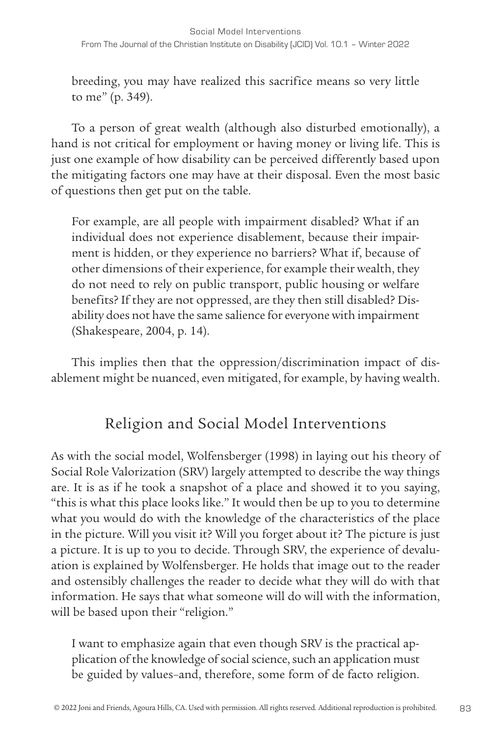breeding, you may have realized this sacrifice means so very little to me" (p. 349).

To a person of great wealth (although also disturbed emotionally), a hand is not critical for employment or having money or living life. This is just one example of how disability can be perceived differently based upon the mitigating factors one may have at their disposal. Even the most basic of questions then get put on the table.

> For example, are all people with impairment disabled? What if an individual does not experience disablement, because their impairment is hidden, or they experience no barriers? What if, because of other dimensions of their experience, for example their wealth, they do not need to rely on public transport, public housing or welfare benefits? If they are not oppressed, are they then still disabled? Disability does not have the same salience for everyone with impairment (Shakespeare, 2004, p. 14).

This implies then that the oppression/discrimination impact of disablement might be nuanced, even mitigated, for example, by having wealth.

## Religion and Social Model Interventions

As with the social model, Wolfensberger (1998) in laying out his theory of Social Role Valorization (SRV) largely attempted to describe the way things are. It is as if he took a snapshot of a place and showed it to you saying, "this is what this place looks like." It would then be up to you to determine what you would do with the knowledge of the characteristics of the place in the picture. Will you visit it? Will you forget about it? The picture is just a picture. It is up to you to decide. Through SRV, the experience of devaluation is explained by Wolfensberger. He holds that image out to the reader and ostensibly challenges the reader to decide what they will do with that information. He says that what someone will do will with the information, will be based upon their "religion."

> I want to emphasize again that even though SRV is the practical application of the knowledge of social science, such an application must be guided by values–and, therefore, some form of de facto religion.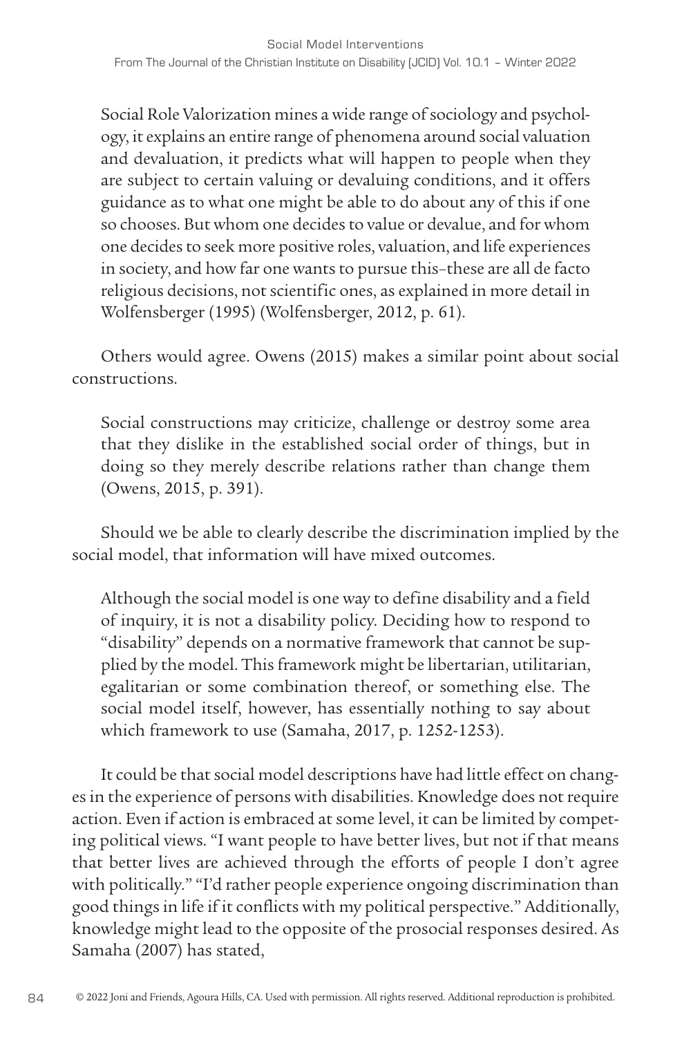> Social Role Valorization mines a wide range of sociology and psychology, it explains an entire range of phenomena around social valuation and devaluation, it predicts what will happen to people when they are subject to certain valuing or devaluing conditions, and it offers guidance as to what one might be able to do about any of this if one so chooses. But whom one decides to value or devalue, and for whom one decides to seek more positive roles, valuation, and life experiences in society, and how far one wants to pursue this–these are all de facto religious decisions, not scientific ones, as explained in more detail in Wolfensberger (1995) (Wolfensberger, 2012, p. 61).

Others would agree. Owens (2015) makes a similar point about social constructions.

> Social constructions may criticize, challenge or destroy some area that they dislike in the established social order of things, but in doing so they merely describe relations rather than change them (Owens, 2015, p. 391).

Should we be able to clearly describe the discrimination implied by the social model, that information will have mixed outcomes.

> Although the social model is one way to define disability and a field of inquiry, it is not a disability policy. Deciding how to respond to "disability" depends on a normative framework that cannot be supplied by the model. This framework might be libertarian, utilitarian, egalitarian or some combination thereof, or something else. The social model itself, however, has essentially nothing to say about which framework to use (Samaha, 2017, p. 1252-1253).

It could be that social model descriptions have had little effect on changes in the experience of persons with disabilities. Knowledge does not require action. Even if action is embraced at some level, it can be limited by competing political views. "I want people to have better lives, but not if that means that better lives are achieved through the efforts of people I don't agree with politically." "I'd rather people experience ongoing discrimination than good things in life if it conflicts with my political perspective." Additionally, knowledge might lead to the opposite of the prosocial responses desired. As Samaha (2007) has stated,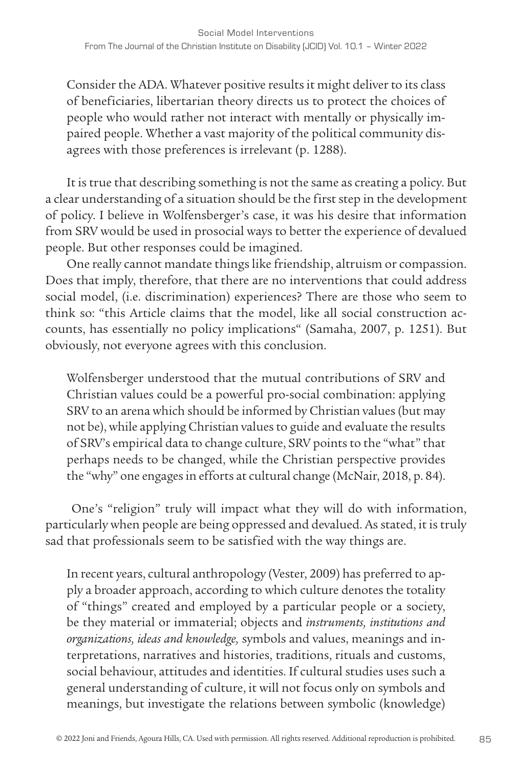> Consider the ADA. Whatever positive results it might deliver to its class of beneficiaries, libertarian theory directs us to protect the choices of people who would rather not interact with mentally or physically impaired people. Whether a vast majority of the political community disagrees with those preferences is irrelevant (p. 1288).

It is true that describing something is not the same as creating a policy. But a clear understanding of a situation should be the first step in the development of policy. I believe in Wolfensberger's case, it was his desire that information from SRV would be used in prosocial ways to better the experience of devalued people. But other responses could be imagined.

One really cannot mandate things like friendship, altruism or compassion. Does that imply, therefore, that there are no interventions that could address social model, (i.e. discrimination) experiences? There are those who seem to think so: "this Article claims that the model, like all social construction accounts, has essentially no policy implications" (Samaha, 2007, p. 1251). But obviously, not everyone agrees with this conclusion.

> Wolfensberger understood that the mutual contributions of SRV and Christian values could be a powerful pro-social combination: applying SRV to an arena which should be informed by Christian values (but may not be), while applying Christian values to guide and evaluate the results of SRV's empirical data to change culture, SRV points to the "what" that perhaps needs to be changed, while the Christian perspective provides the "why" one engages in efforts at cultural change (McNair, 2018, p. 84).

One's "religion" truly will impact what they will do with information, particularly when people are being oppressed and devalued. As stated, it is truly sad that professionals seem to be satisfied with the way things are.

> In recent years, cultural anthropology (Vester, 2009) has preferred to apply a broader approach, according to which culture denotes the totality of "things" created and employed by a particular people or a society, be they material or immaterial; objects and *instruments, institutions and organizations, ideas and knowledge,* symbols and values, meanings and interpretations, narratives and histories, traditions, rituals and customs, social behaviour, attitudes and identities. If cultural studies uses such a general understanding of culture, it will not focus only on symbols and meanings, but investigate the relations between symbolic (knowledge)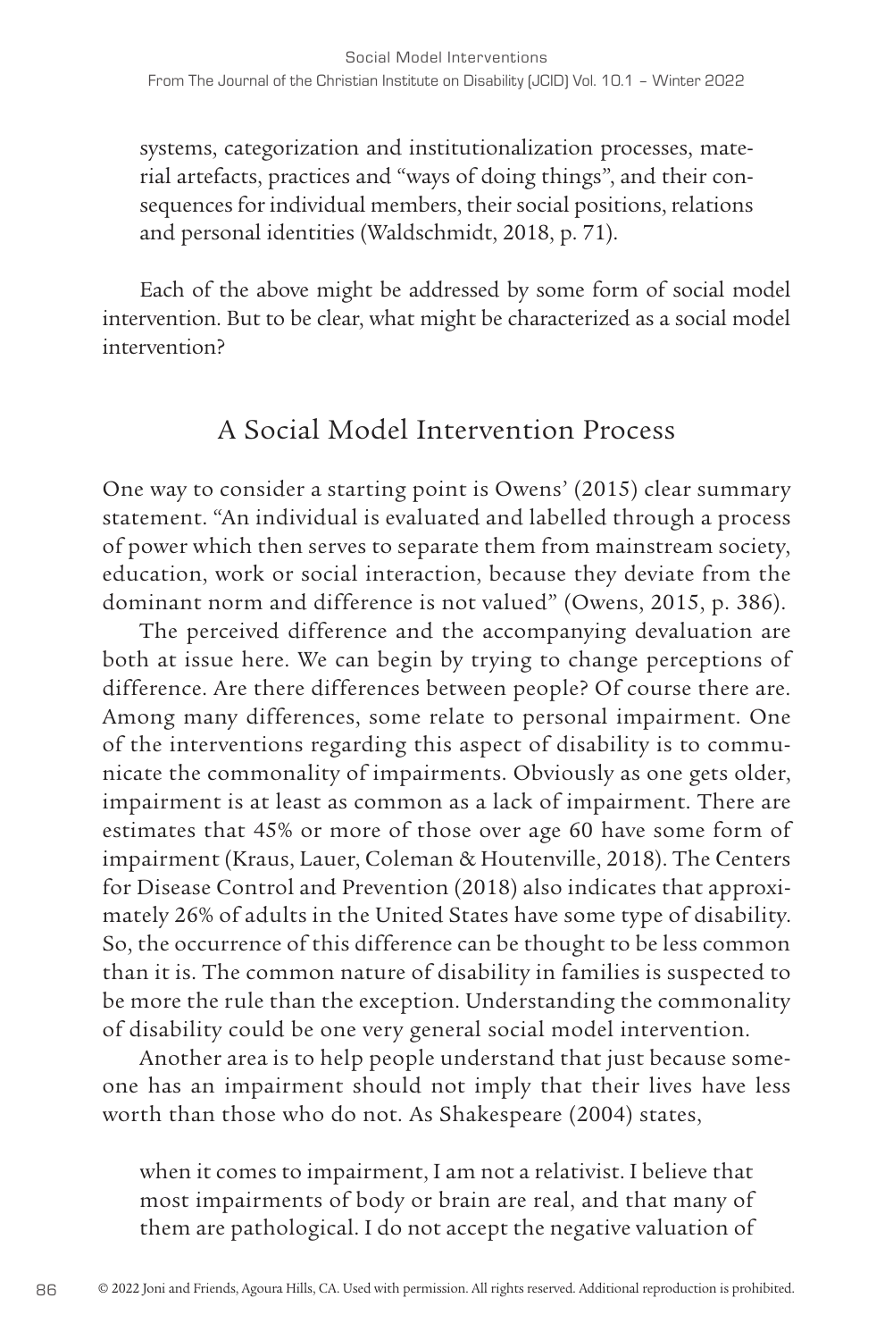> systems, categorization and institutionalization processes, material artefacts, practices and "ways of doing things", and their consequences for individual members, their social positions, relations and personal identities (Waldschmidt, 2018, p. 71).

Each of the above might be addressed by some form of social model intervention. But to be clear, what might be characterized as a social model intervention?

## A Social Model Intervention Process

One way to consider a starting point is Owens' (2015) clear summary statement. "An individual is evaluated and labelled through a process of power which then serves to separate them from mainstream society, education, work or social interaction, because they deviate from the dominant norm and difference is not valued" (Owens, 2015, p. 386).

The perceived difference and the accompanying devaluation are both at issue here. We can begin by trying to change perceptions of difference. Are there differences between people? Of course there are. Among many differences, some relate to personal impairment. One of the interventions regarding this aspect of disability is to communicate the commonality of impairments. Obviously as one gets older, impairment is at least as common as a lack of impairment. There are estimates that 45% or more of those over age 60 have some form of impairment (Kraus, Lauer, Coleman & Houtenville, 2018). The Centers for Disease Control and Prevention (2018) also indicates that approximately 26% of adults in the United States have some type of disability. So, the occurrence of this difference can be thought to be less common than it is. The common nature of disability in families is suspected to be more the rule than the exception. Understanding the commonality of disability could be one very general social model intervention.

Another area is to help people understand that just because someone has an impairment should not imply that their lives have less worth than those who do not. As Shakespeare (2004) states,

> when it comes to impairment, I am not a relativist. I believe that most impairments of body or brain are real, and that many of them are pathological. I do not accept the negative valuation of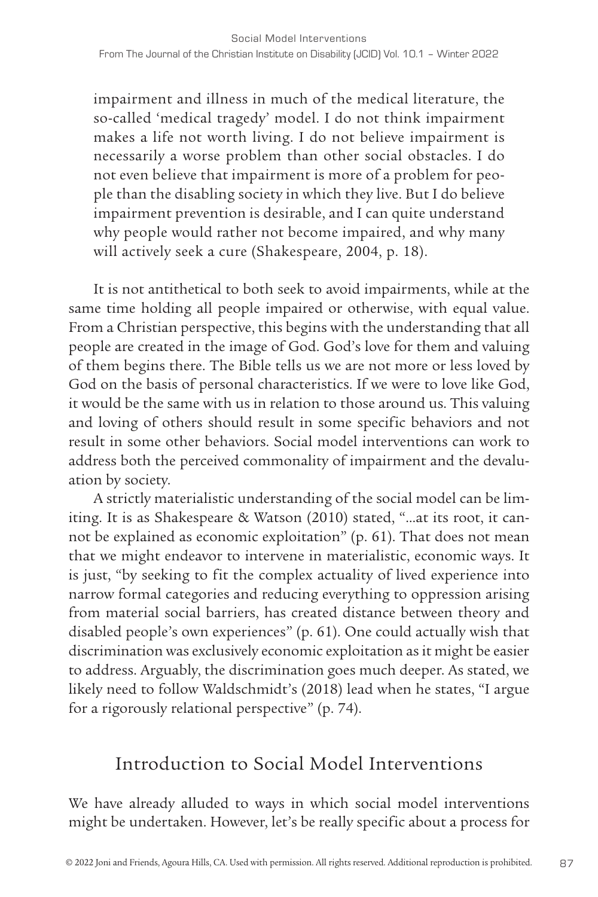> impairment and illness in much of the medical literature, the so-called 'medical tragedy' model. I do not think impairment makes a life not worth living. I do not believe impairment is necessarily a worse problem than other social obstacles. I do not even believe that impairment is more of a problem for people than the disabling society in which they live. But I do believe impairment prevention is desirable, and I can quite understand why people would rather not become impaired, and why many will actively seek a cure (Shakespeare, 2004, p. 18).

It is not antithetical to both seek to avoid impairments, while at the same time holding all people impaired or otherwise, with equal value. From a Christian perspective, this begins with the understanding that all people are created in the image of God. God's love for them and valuing of them begins there. The Bible tells us we are not more or less loved by God on the basis of personal characteristics. If we were to love like God, it would be the same with us in relation to those around us. This valuing and loving of others should result in some specific behaviors and not result in some other behaviors. Social model interventions can work to address both the perceived commonality of impairment and the devaluation by society.

A strictly materialistic understanding of the social model can be limiting. It is as Shakespeare & Watson (2010) stated, "…at its root, it cannot be explained as economic exploitation" (p. 61). That does not mean that we might endeavor to intervene in materialistic, economic ways. It is just, "by seeking to fit the complex actuality of lived experience into narrow formal categories and reducing everything to oppression arising from material social barriers, has created distance between theory and disabled people's own experiences" (p. 61). One could actually wish that discrimination was exclusively economic exploitation as it might be easier to address. Arguably, the discrimination goes much deeper. As stated, we likely need to follow Waldschmidt's (2018) lead when he states, "I argue for a rigorously relational perspective" (p. 74).

## Introduction to Social Model Interventions

We have already alluded to ways in which social model interventions might be undertaken. However, let's be really specific about a process for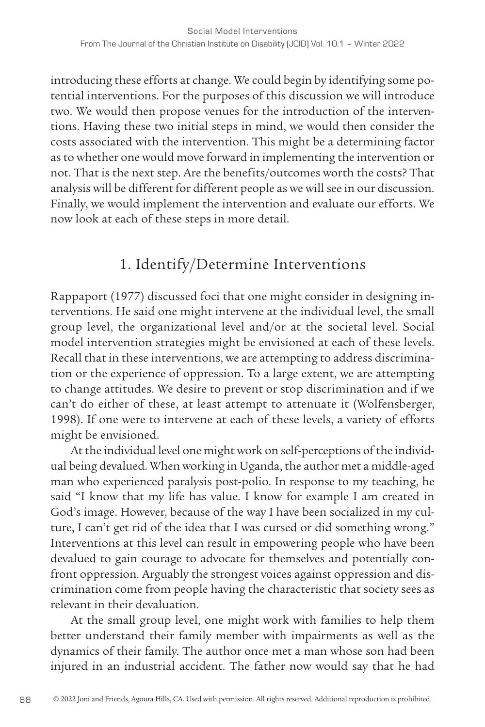introducing these efforts at change. We could begin by identifying some potential interventions. For the purposes of this discussion we will introduce two. We would then propose venues for the introduction of the interventions. Having these two initial steps in mind, we would then consider the costs associated with the intervention. This might be a determining factor as to whether one would move forward in implementing the intervention or not. That is the next step. Are the benefits/outcomes worth the costs? That analysis will be different for different people as we will see in our discussion. Finally, we would implement the intervention and evaluate our efforts. We now look at each of these steps in more detail.

## 1. Identify/Determine Interventions

Rappaport (1977) discussed foci that one might consider in designing interventions. He said one might intervene at the individual level, the small group level, the organizational level and/or at the societal level. Social model intervention strategies might be envisioned at each of these levels. Recall that in these interventions, we are attempting to address discrimination or the experience of oppression. To a large extent, we are attempting to change attitudes. We desire to prevent or stop discrimination and if we can't do either of these, at least attempt to attenuate it (Wolfensberger, 1998). If one were to intervene at each of these levels, a variety of efforts might be envisioned.

At the individual level one might work on self-perceptions of the individual being devalued. When working in Uganda, the author met a middle-aged man who experienced paralysis post-polio. In response to my teaching, he said "I know that my life has value. I know for example I am created in God's image. However, because of the way I have been socialized in my culture, I can't get rid of the idea that I was cursed or did something wrong." Interventions at this level can result in empowering people who have been devalued to gain courage to advocate for themselves and potentially confront oppression. Arguably the strongest voices against oppression and discrimination come from people having the characteristic that society sees as relevant in their devaluation.

At the small group level, one might work with families to help them better understand their family member with impairments as well as the dynamics of their family. The author once met a man whose son had been injured in an industrial accident. The father now would say that he had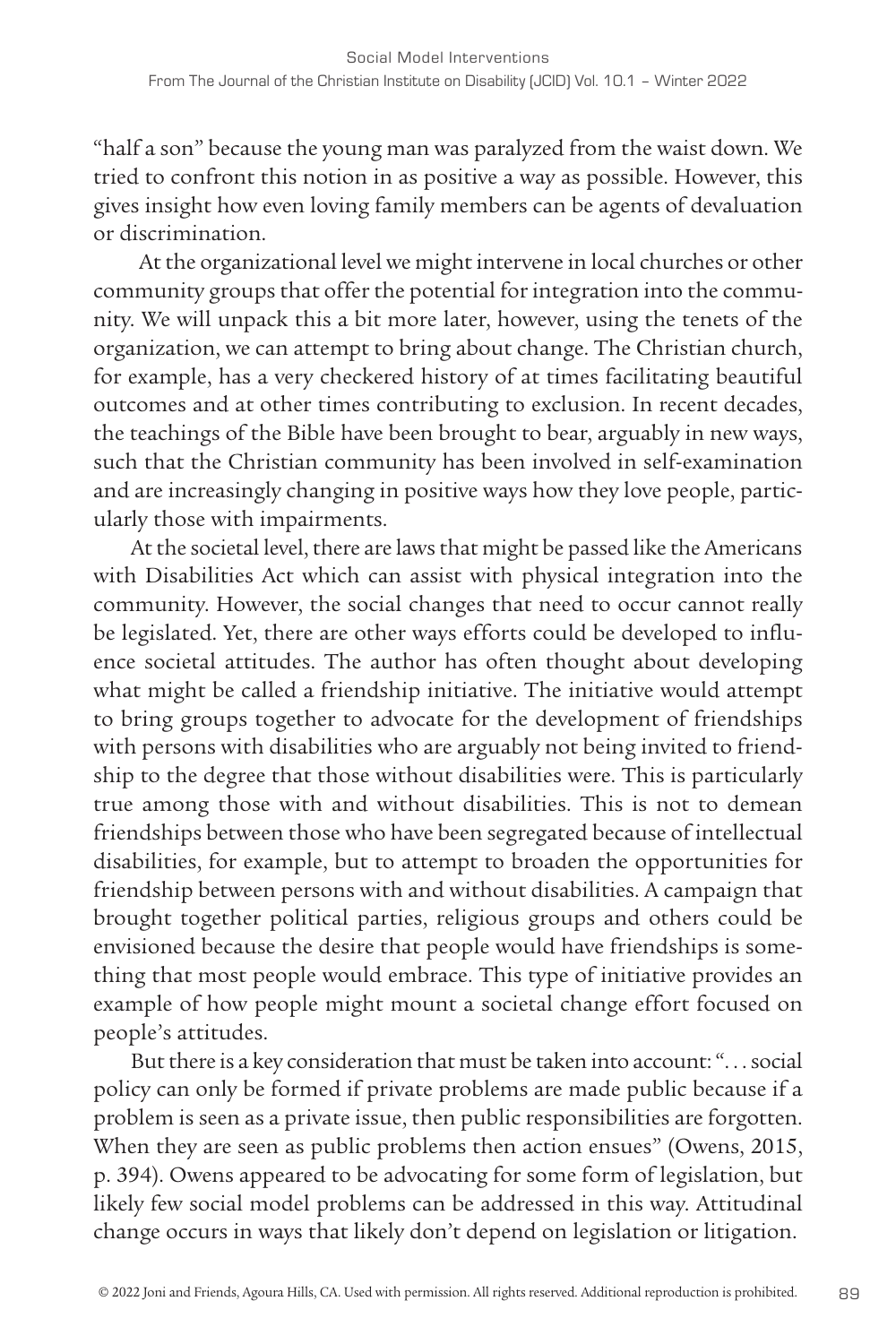"half a son" because the young man was paralyzed from the waist down. We tried to confront this notion in as positive a way as possible. However, this gives insight how even loving family members can be agents of devaluation or discrimination.

At the organizational level we might intervene in local churches or other community groups that offer the potential for integration into the community. We will unpack this a bit more later, however, using the tenets of the organization, we can attempt to bring about change. The Christian church, for example, has a very checkered history of at times facilitating beautiful outcomes and at other times contributing to exclusion. In recent decades, the teachings of the Bible have been brought to bear, arguably in new ways, such that the Christian community has been involved in self-examination and are increasingly changing in positive ways how they love people, particularly those with impairments.

At the societal level, there are laws that might be passed like the Americans with Disabilities Act which can assist with physical integration into the community. However, the social changes that need to occur cannot really be legislated. Yet, there are other ways efforts could be developed to influence societal attitudes. The author has often thought about developing what might be called a friendship initiative. The initiative would attempt to bring groups together to advocate for the development of friendships with persons with disabilities who are arguably not being invited to friendship to the degree that those without disabilities were. This is particularly true among those with and without disabilities. This is not to demean friendships between those who have been segregated because of intellectual disabilities, for example, but to attempt to broaden the opportunities for friendship between persons with and without disabilities. A campaign that brought together political parties, religious groups and others could be envisioned because the desire that people would have friendships is something that most people would embrace. This type of initiative provides an example of how people might mount a societal change effort focused on people's attitudes.

But there is a key consideration that must be taken into account: ". . . social policy can only be formed if private problems are made public because if a problem is seen as a private issue, then public responsibilities are forgotten. When they are seen as public problems then action ensues" (Owens, 2015, p. 394). Owens appeared to be advocating for some form of legislation, but likely few social model problems can be addressed in this way. Attitudinal change occurs in ways that likely don't depend on legislation or litigation.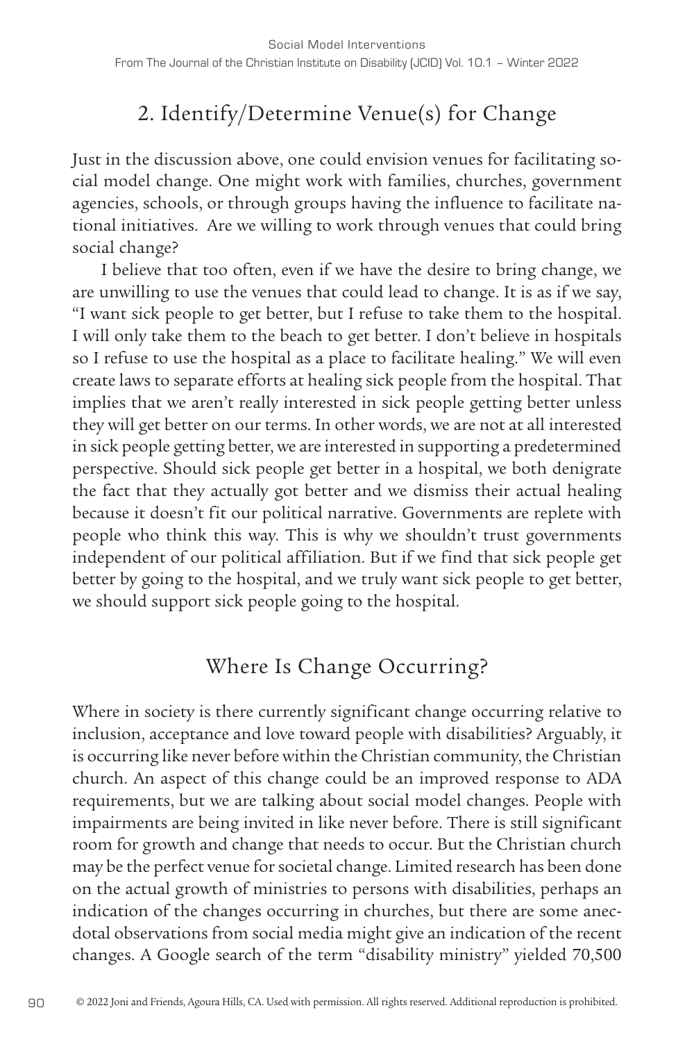## 2. Identify/Determine Venue(s) for Change

Just in the discussion above, one could envision venues for facilitating social model change. One might work with families, churches, government agencies, schools, or through groups having the influence to facilitate national initiatives. Are we willing to work through venues that could bring social change?

I believe that too often, even if we have the desire to bring change, we are unwilling to use the venues that could lead to change. It is as if we say, "I want sick people to get better, but I refuse to take them to the hospital. I will only take them to the beach to get better. I don't believe in hospitals so I refuse to use the hospital as a place to facilitate healing." We will even create laws to separate efforts at healing sick people from the hospital. That implies that we aren't really interested in sick people getting better unless they will get better on our terms. In other words, we are not at all interested in sick people getting better, we are interested in supporting a predetermined perspective. Should sick people get better in a hospital, we both denigrate the fact that they actually got better and we dismiss their actual healing because it doesn't fit our political narrative. Governments are replete with people who think this way. This is why we shouldn't trust governments independent of our political affiliation. But if we find that sick people get better by going to the hospital, and we truly want sick people to get better, we should support sick people going to the hospital.

## Where Is Change Occurring?

Where in society is there currently significant change occurring relative to inclusion, acceptance and love toward people with disabilities? Arguably, it is occurring like never before within the Christian community, the Christian church. An aspect of this change could be an improved response to ADA requirements, but we are talking about social model changes. People with impairments are being invited in like never before. There is still significant room for growth and change that needs to occur. But the Christian church may be the perfect venue for societal change. Limited research has been done on the actual growth of ministries to persons with disabilities, perhaps an indication of the changes occurring in churches, but there are some anecdotal observations from social media might give an indication of the recent changes. A Google search of the term "disability ministry" yielded 70,500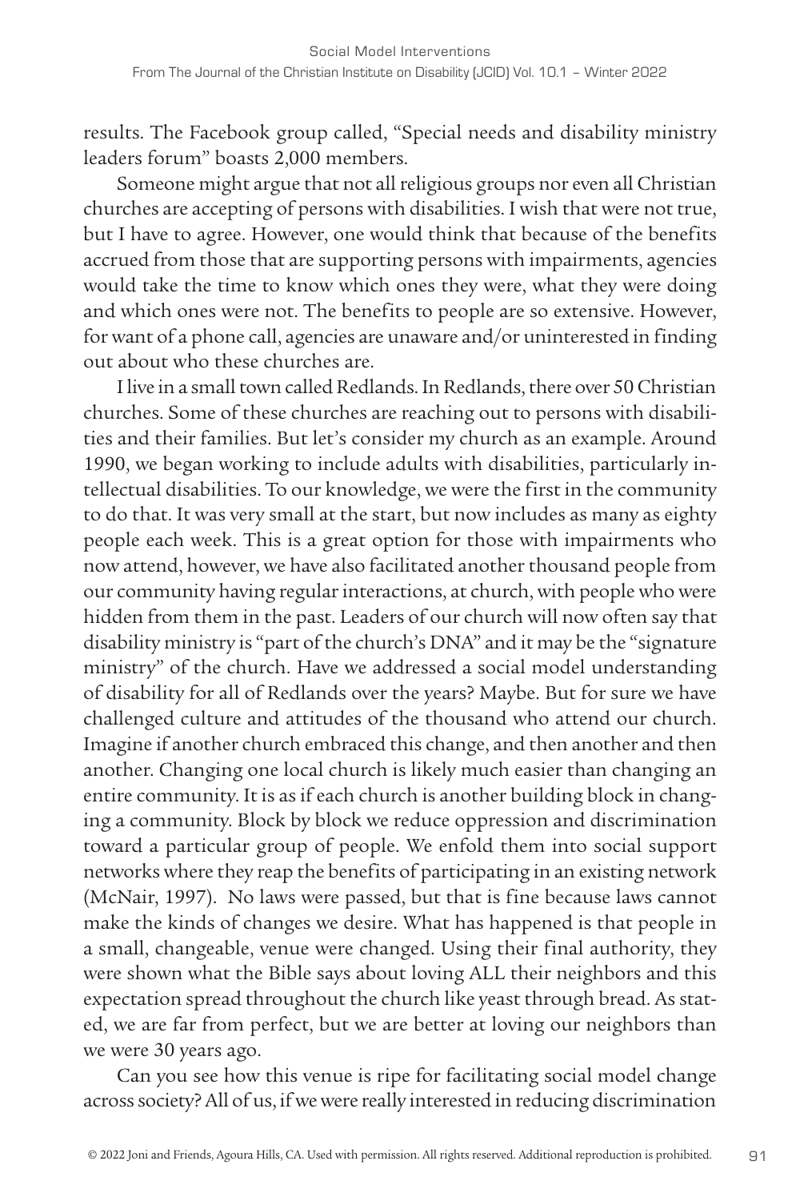results. The Facebook group called, "Special needs and disability ministry leaders forum" boasts 2,000 members.

Someone might argue that not all religious groups nor even all Christian churches are accepting of persons with disabilities. I wish that were not true, but I have to agree. However, one would think that because of the benefits accrued from those that are supporting persons with impairments, agencies would take the time to know which ones they were, what they were doing and which ones were not. The benefits to people are so extensive. However, for want of a phone call, agencies are unaware and/or uninterested in finding out about who these churches are.

I live in a small town called Redlands. In Redlands, there over 50 Christian churches. Some of these churches are reaching out to persons with disabilities and their families. But let's consider my church as an example. Around 1990, we began working to include adults with disabilities, particularly intellectual disabilities. To our knowledge, we were the first in the community to do that. It was very small at the start, but now includes as many as eighty people each week. This is a great option for those with impairments who now attend, however, we have also facilitated another thousand people from our community having regular interactions, at church, with people who were hidden from them in the past. Leaders of our church will now often say that disability ministry is "part of the church's DNA" and it may be the "signature ministry" of the church. Have we addressed a social model understanding of disability for all of Redlands over the years? Maybe. But for sure we have challenged culture and attitudes of the thousand who attend our church. Imagine if another church embraced this change, and then another and then another. Changing one local church is likely much easier than changing an entire community. It is as if each church is another building block in changing a community. Block by block we reduce oppression and discrimination toward a particular group of people. We enfold them into social support networks where they reap the benefits of participating in an existing network (McNair, 1997). No laws were passed, but that is fine because laws cannot make the kinds of changes we desire. What has happened is that people in a small, changeable, venue were changed. Using their final authority, they were shown what the Bible says about loving ALL their neighbors and this expectation spread throughout the church like yeast through bread. As stated, we are far from perfect, but we are better at loving our neighbors than we were 30 years ago.

Can you see how this venue is ripe for facilitating social model change across society? All of us, if we were really interested in reducing discrimination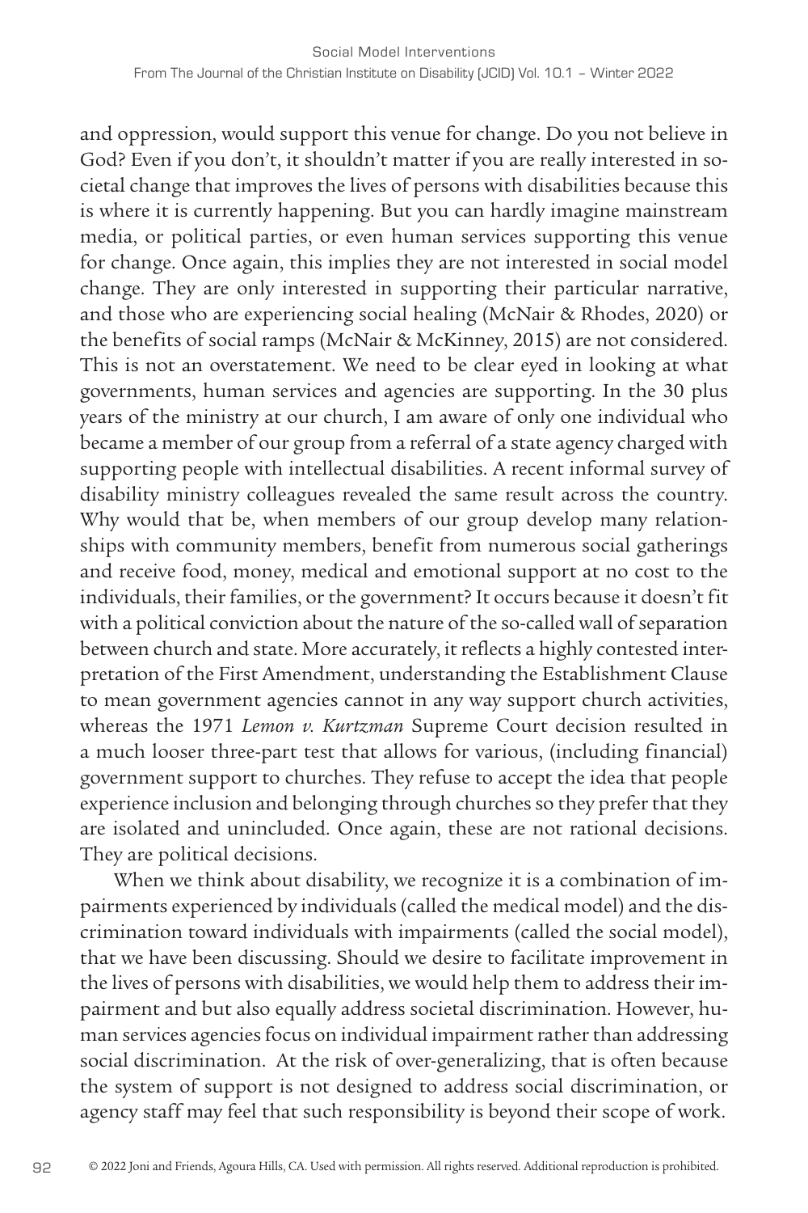and oppression, would support this venue for change. Do you not believe in God? Even if you don't, it shouldn't matter if you are really interested in societal change that improves the lives of persons with disabilities because this is where it is currently happening. But you can hardly imagine mainstream media, or political parties, or even human services supporting this venue for change. Once again, this implies they are not interested in social model change. They are only interested in supporting their particular narrative, and those who are experiencing social healing (McNair & Rhodes, 2020) or the benefits of social ramps (McNair & McKinney, 2015) are not considered. This is not an overstatement. We need to be clear eyed in looking at what governments, human services and agencies are supporting. In the 30 plus years of the ministry at our church, I am aware of only one individual who became a member of our group from a referral of a state agency charged with supporting people with intellectual disabilities. A recent informal survey of disability ministry colleagues revealed the same result across the country. Why would that be, when members of our group develop many relationships with community members, benefit from numerous social gatherings and receive food, money, medical and emotional support at no cost to the individuals, their families, or the government? It occurs because it doesn't fit with a political conviction about the nature of the so-called wall of separation between church and state. More accurately, it reflects a highly contested interpretation of the First Amendment, understanding the Establishment Clause to mean government agencies cannot in any way support church activities, whereas the 1971 *Lemon v. Kurtzman* Supreme Court decision resulted in a much looser three-part test that allows for various, (including financial) government support to churches. They refuse to accept the idea that people experience inclusion and belonging through churches so they prefer that they are isolated and unincluded. Once again, these are not rational decisions. They are political decisions.

When we think about disability, we recognize it is a combination of impairments experienced by individuals (called the medical model) and the discrimination toward individuals with impairments (called the social model), that we have been discussing. Should we desire to facilitate improvement in the lives of persons with disabilities, we would help them to address their impairment and but also equally address societal discrimination. However, human services agencies focus on individual impairment rather than addressing social discrimination. At the risk of over-generalizing, that is often because the system of support is not designed to address social discrimination, or agency staff may feel that such responsibility is beyond their scope of work.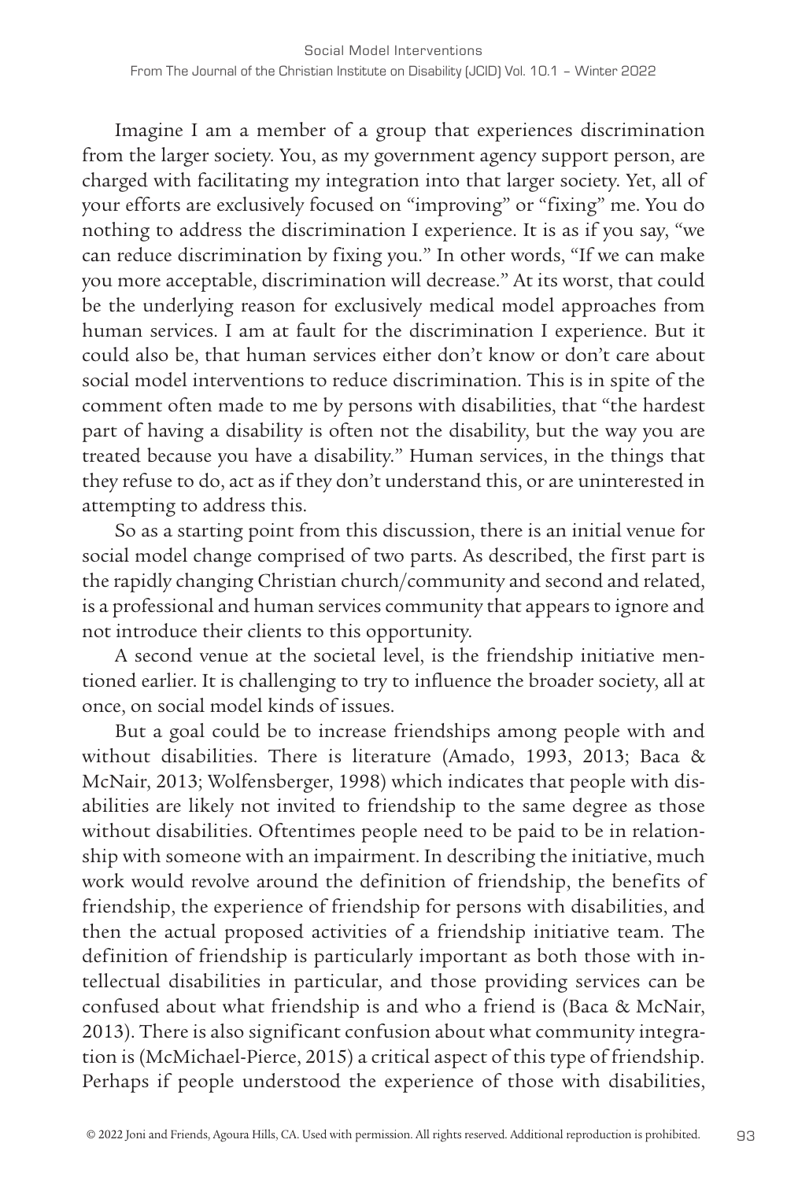Imagine I am a member of a group that experiences discrimination from the larger society. You, as my government agency support person, are charged with facilitating my integration into that larger society. Yet, all of your efforts are exclusively focused on "improving" or "fixing" me. You do nothing to address the discrimination I experience. It is as if you say, "we can reduce discrimination by fixing you." In other words, "If we can make you more acceptable, discrimination will decrease." At its worst, that could be the underlying reason for exclusively medical model approaches from human services. I am at fault for the discrimination I experience. But it could also be, that human services either don't know or don't care about social model interventions to reduce discrimination. This is in spite of the comment often made to me by persons with disabilities, that "the hardest part of having a disability is often not the disability, but the way you are treated because you have a disability." Human services, in the things that they refuse to do, act as if they don't understand this, or are uninterested in attempting to address this.

So as a starting point from this discussion, there is an initial venue for social model change comprised of two parts. As described, the first part is the rapidly changing Christian church/community and second and related, is a professional and human services community that appears to ignore and not introduce their clients to this opportunity.

A second venue at the societal level, is the friendship initiative mentioned earlier. It is challenging to try to influence the broader society, all at once, on social model kinds of issues.

But a goal could be to increase friendships among people with and without disabilities. There is literature (Amado, 1993, 2013; Baca & McNair, 2013; Wolfensberger, 1998) which indicates that people with disabilities are likely not invited to friendship to the same degree as those without disabilities. Oftentimes people need to be paid to be in relationship with someone with an impairment. In describing the initiative, much work would revolve around the definition of friendship, the benefits of friendship, the experience of friendship for persons with disabilities, and then the actual proposed activities of a friendship initiative team. The definition of friendship is particularly important as both those with intellectual disabilities in particular, and those providing services can be confused about what friendship is and who a friend is (Baca & McNair, 2013). There is also significant confusion about what community integration is (McMichael-Pierce, 2015) a critical aspect of this type of friendship. Perhaps if people understood the experience of those with disabilities,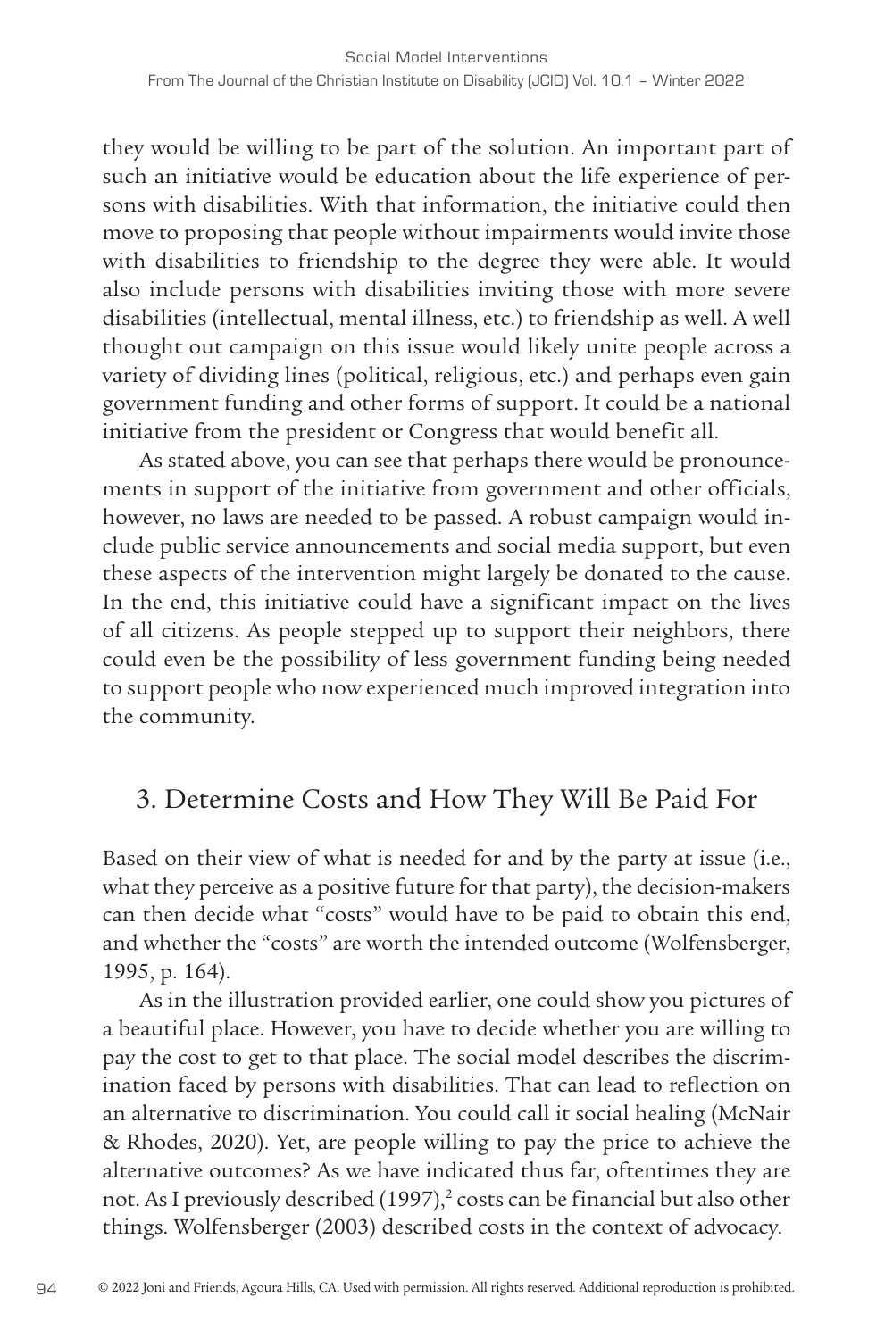they would be willing to be part of the solution. An important part of such an initiative would be education about the life experience of persons with disabilities. With that information, the initiative could then move to proposing that people without impairments would invite those with disabilities to friendship to the degree they were able. It would also include persons with disabilities inviting those with more severe disabilities (intellectual, mental illness, etc.) to friendship as well. A well thought out campaign on this issue would likely unite people across a variety of dividing lines (political, religious, etc.) and perhaps even gain government funding and other forms of support. It could be a national initiative from the president or Congress that would benefit all.

As stated above, you can see that perhaps there would be pronouncements in support of the initiative from government and other officials, however, no laws are needed to be passed. A robust campaign would include public service announcements and social media support, but even these aspects of the intervention might largely be donated to the cause. In the end, this initiative could have a significant impact on the lives of all citizens. As people stepped up to support their neighbors, there could even be the possibility of less government funding being needed to support people who now experienced much improved integration into the community.

## 3. Determine Costs and How They Will Be Paid For

Based on their view of what is needed for and by the party at issue (i.e., what they perceive as a positive future for that party), the decision-makers can then decide what "costs" would have to be paid to obtain this end, and whether the "costs" are worth the intended outcome (Wolfensberger, 1995, p. 164).

As in the illustration provided earlier, one could show you pictures of a beautiful place. However, you have to decide whether you are willing to pay the cost to get to that place. The social model describes the discrimination faced by persons with disabilities. That can lead to reflection on an alternative to discrimination. You could call it social healing (McNair & Rhodes, 2020). Yet, are people willing to pay the price to achieve the alternative outcomes? As we have indicated thus far, oftentimes they are not. As I previously described (1997),[2] costs can be financial but also other things. Wolfensberger (2003) described costs in the context of advocacy.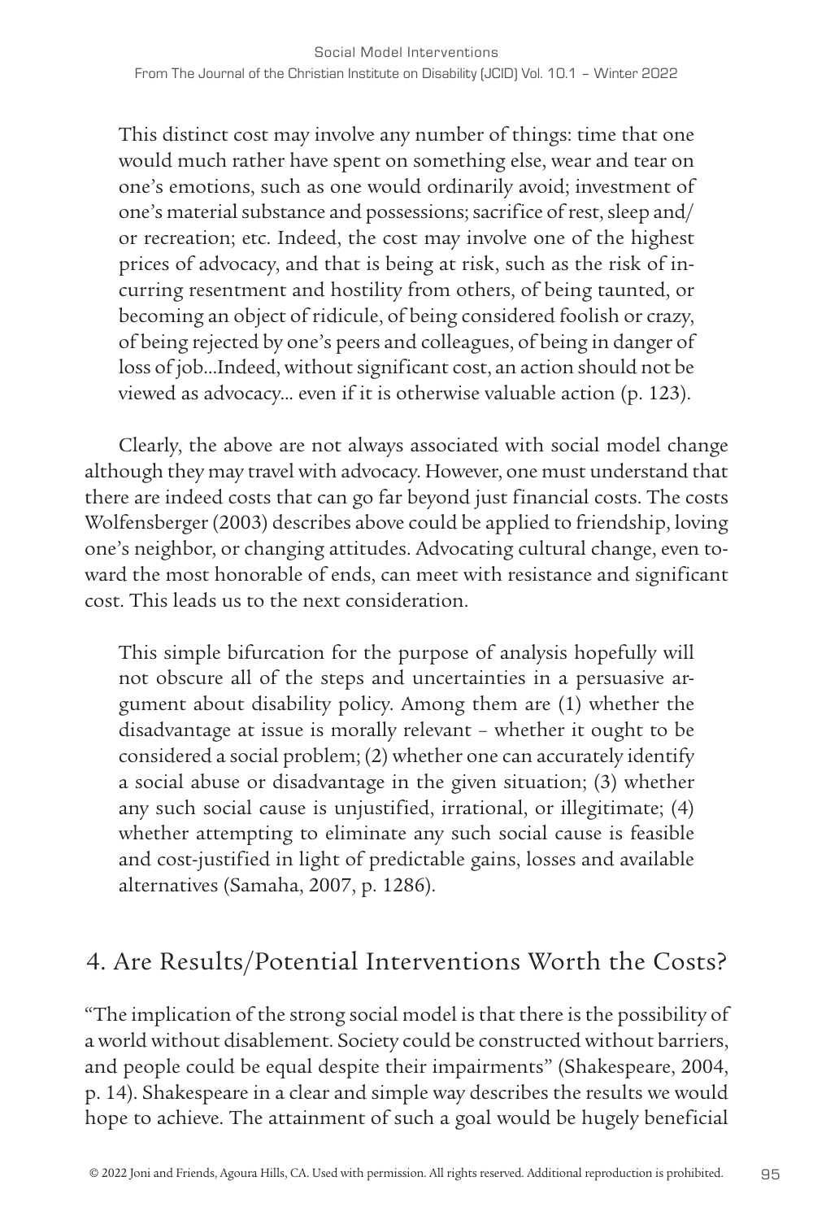> This distinct cost may involve any number of things: time that one would much rather have spent on something else, wear and tear on one's emotions, such as one would ordinarily avoid; investment of one's material substance and possessions; sacrifice of rest, sleep and/or recreation; etc. Indeed, the cost may involve one of the highest prices of advocacy, and that is being at risk, such as the risk of incurring resentment and hostility from others, of being taunted, or becoming an object of ridicule, of being considered foolish or crazy, of being rejected by one's peers and colleagues, of being in danger of loss of job...Indeed, without significant cost, an action should not be viewed as advocacy... even if it is otherwise valuable action (p. 123).

Clearly, the above are not always associated with social model change although they may travel with advocacy. However, one must understand that there are indeed costs that can go far beyond just financial costs. The costs Wolfensberger (2003) describes above could be applied to friendship, loving one's neighbor, or changing attitudes. Advocating cultural change, even toward the most honorable of ends, can meet with resistance and significant cost. This leads us to the next consideration.

> This simple bifurcation for the purpose of analysis hopefully will not obscure all of the steps and uncertainties in a persuasive argument about disability policy. Among them are (1) whether the disadvantage at issue is morally relevant – whether it ought to be considered a social problem; (2) whether one can accurately identify a social abuse or disadvantage in the given situation; (3) whether any such social cause is unjustified, irrational, or illegitimate; (4) whether attempting to eliminate any such social cause is feasible and cost-justified in light of predictable gains, losses and available alternatives (Samaha, 2007, p. 1286).

## 4. Are Results/Potential Interventions Worth the Costs?

"The implication of the strong social model is that there is the possibility of a world without disablement. Society could be constructed without barriers, and people could be equal despite their impairments" (Shakespeare, 2004, p. 14). Shakespeare in a clear and simple way describes the results we would hope to achieve. The attainment of such a goal would be hugely beneficial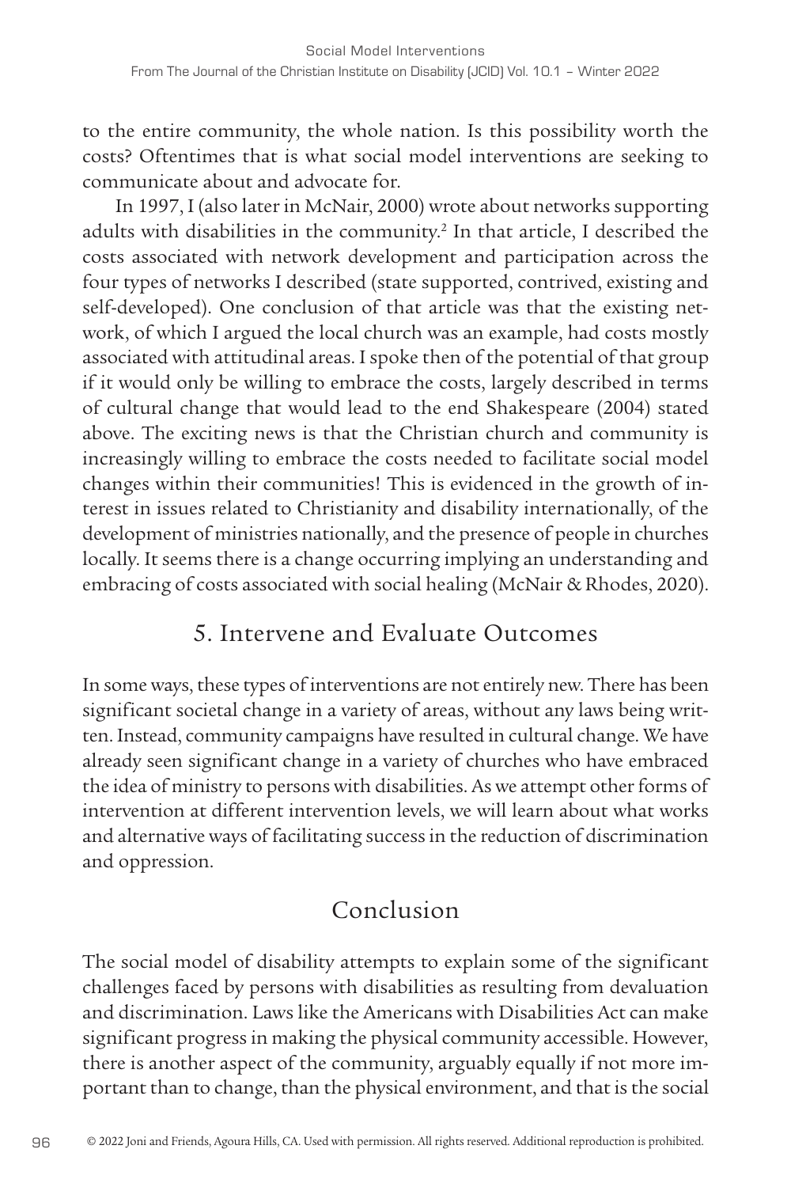to the entire community, the whole nation. Is this possibility worth the costs? Oftentimes that is what social model interventions are seeking to communicate about and advocate for.

In 1997, I (also later in McNair, 2000) wrote about networks supporting adults with disabilities in the community.[2] In that article, I described the costs associated with network development and participation across the four types of networks I described (state supported, contrived, existing and self-developed). One conclusion of that article was that the existing network, of which I argued the local church was an example, had costs mostly associated with attitudinal areas. I spoke then of the potential of that group if it would only be willing to embrace the costs, largely described in terms of cultural change that would lead to the end Shakespeare (2004) stated above. The exciting news is that the Christian church and community is increasingly willing to embrace the costs needed to facilitate social model changes within their communities! This is evidenced in the growth of interest in issues related to Christianity and disability internationally, of the development of ministries nationally, and the presence of people in churches locally. It seems there is a change occurring implying an understanding and embracing of costs associated with social healing (McNair & Rhodes, 2020).

## 5. Intervene and Evaluate Outcomes

In some ways, these types of interventions are not entirely new. There has been significant societal change in a variety of areas, without any laws being written. Instead, community campaigns have resulted in cultural change. We have already seen significant change in a variety of churches who have embraced the idea of ministry to persons with disabilities. As we attempt other forms of intervention at different intervention levels, we will learn about what works and alternative ways of facilitating success in the reduction of discrimination and oppression.

## Conclusion

The social model of disability attempts to explain some of the significant challenges faced by persons with disabilities as resulting from devaluation and discrimination. Laws like the Americans with Disabilities Act can make significant progress in making the physical community accessible. However, there is another aspect of the community, arguably equally if not more important than to change, than the physical environment, and that is the social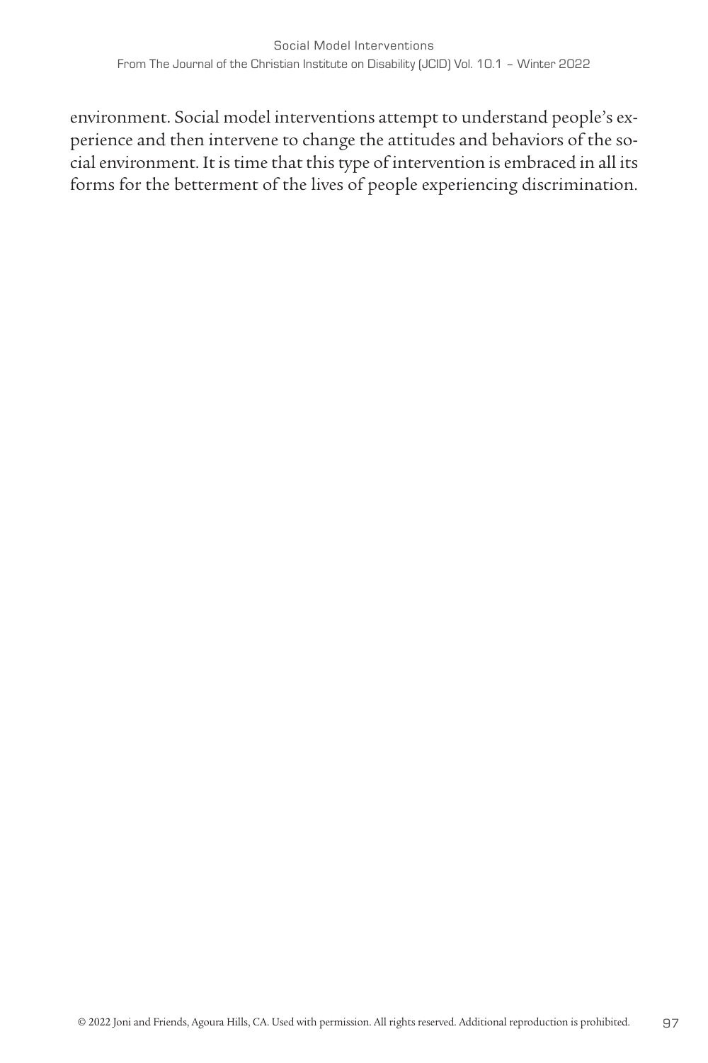environment. Social model interventions attempt to understand people's experience and then intervene to change the attitudes and behaviors of the social environment. It is time that this type of intervention is embraced in all its forms for the betterment of the lives of people experiencing discrimination.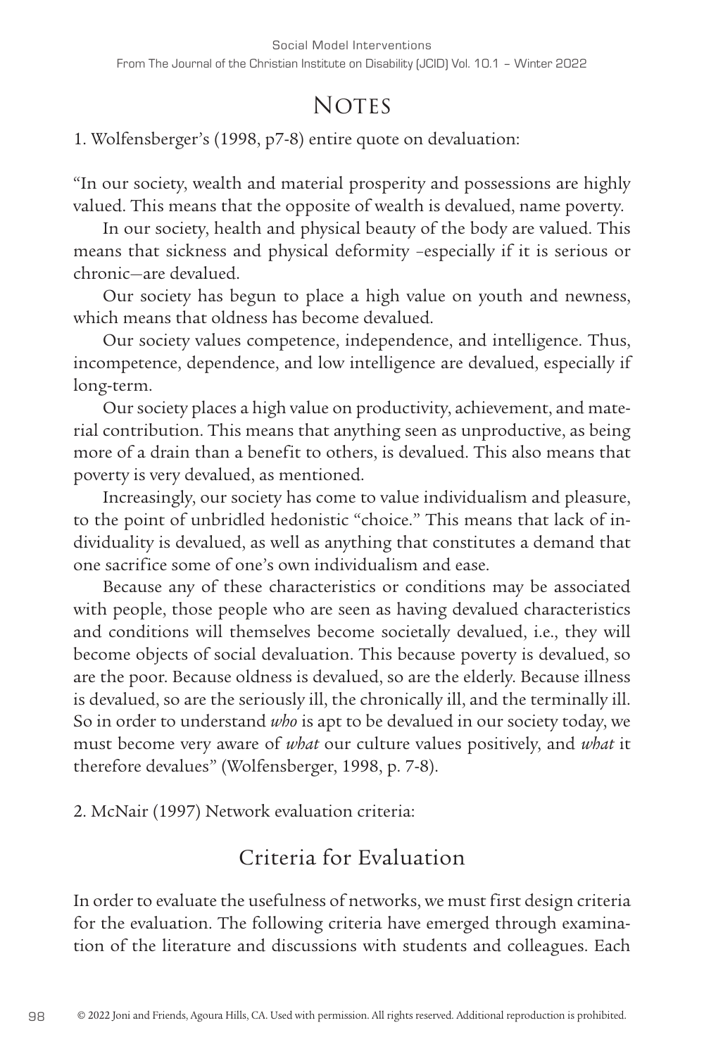# Notes

1. Wolfensberger's (1998, p7-8) entire quote on devaluation:

"In our society, wealth and material prosperity and possessions are highly valued. This means that the opposite of wealth is devalued, name poverty.

In our society, health and physical beauty of the body are valued. This means that sickness and physical deformity –especially if it is serious or chronic—are devalued.

Our society has begun to place a high value on youth and newness, which means that oldness has become devalued.

Our society values competence, independence, and intelligence. Thus, incompetence, dependence, and low intelligence are devalued, especially if long-term.

Our society places a high value on productivity, achievement, and material contribution. This means that anything seen as unproductive, as being more of a drain than a benefit to others, is devalued. This also means that poverty is very devalued, as mentioned.

Increasingly, our society has come to value individualism and pleasure, to the point of unbridled hedonistic "choice." This means that lack of individuality is devalued, as well as anything that constitutes a demand that one sacrifice some of one's own individualism and ease.

Because any of these characteristics or conditions may be associated with people, those people who are seen as having devalued characteristics and conditions will themselves become societally devalued, i.e., they will become objects of social devaluation. This because poverty is devalued, so are the poor. Because oldness is devalued, so are the elderly. Because illness is devalued, so are the seriously ill, the chronically ill, and the terminally ill. So in order to understand *who* is apt to be devalued in our society today, we must become very aware of *what* our culture values positively, and *what* it therefore devalues" (Wolfensberger, 1998, p. 7-8).

2. McNair (1997) Network evaluation criteria:

## Criteria for Evaluation

In order to evaluate the usefulness of networks, we must first design criteria for the evaluation. The following criteria have emerged through examination of the literature and discussions with students and colleagues. Each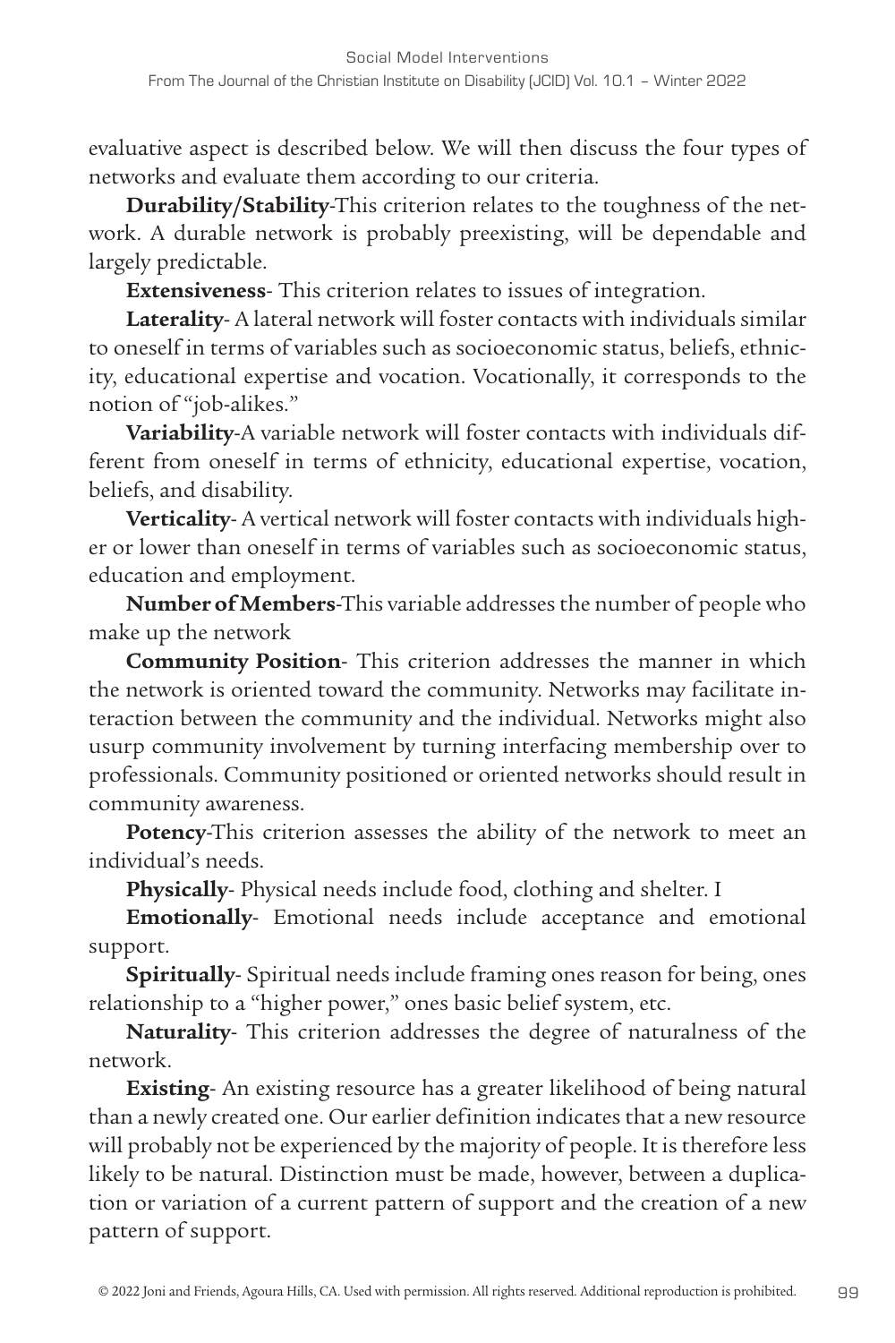evaluative aspect is described below. We will then discuss the four types of networks and evaluate them according to our criteria.

**Durability/Stability**-This criterion relates to the toughness of the network. A durable network is probably preexisting, will be dependable and largely predictable.

**Extensiveness**- This criterion relates to issues of integration.

**Laterality**- A lateral network will foster contacts with individuals similar to oneself in terms of variables such as socioeconomic status, beliefs, ethnicity, educational expertise and vocation. Vocationally, it corresponds to the notion of "job-alikes."

**Variability**-A variable network will foster contacts with individuals different from oneself in terms of ethnicity, educational expertise, vocation, beliefs, and disability.

**Verticality**- A vertical network will foster contacts with individuals higher or lower than oneself in terms of variables such as socioeconomic status, education and employment.

**Number of Members**-This variable addresses the number of people who make up the network

**Community Position**- This criterion addresses the manner in which the network is oriented toward the community. Networks may facilitate interaction between the community and the individual. Networks might also usurp community involvement by turning interfacing membership over to professionals. Community positioned or oriented networks should result in community awareness.

**Potency**-This criterion assesses the ability of the network to meet an individual's needs.

**Physically**- Physical needs include food, clothing and shelter. I

**Emotionally**- Emotional needs include acceptance and emotional support.

**Spiritually**- Spiritual needs include framing ones reason for being, ones relationship to a "higher power," ones basic belief system, etc.

**Naturality**- This criterion addresses the degree of naturalness of the network.

**Existing**- An existing resource has a greater likelihood of being natural than a newly created one. Our earlier definition indicates that a new resource will probably not be experienced by the majority of people. It is therefore less likely to be natural. Distinction must be made, however, between a duplication or variation of a current pattern of support and the creation of a new pattern of support.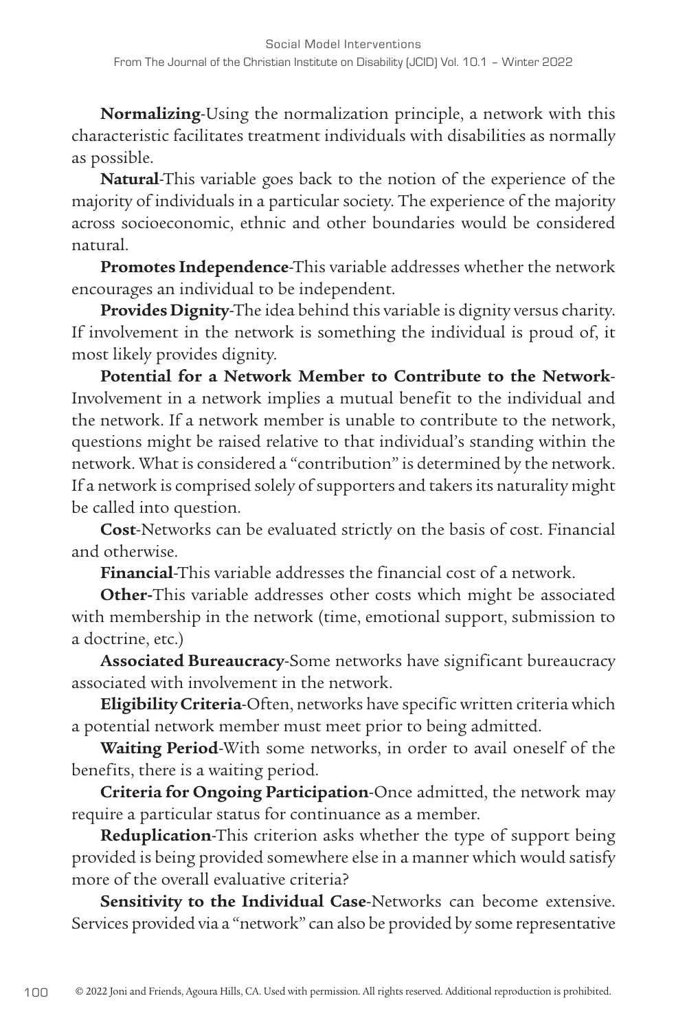**Normalizing**-Using the normalization principle, a network with this characteristic facilitates treatment individuals with disabilities as normally as possible.

**Natural**-This variable goes back to the notion of the experience of the majority of individuals in a particular society. The experience of the majority across socioeconomic, ethnic and other boundaries would be considered natural.

**Promotes Independence**-This variable addresses whether the network encourages an individual to be independent.

**Provides Dignity**-The idea behind this variable is dignity versus charity. If involvement in the network is something the individual is proud of, it most likely provides dignity.

**Potential for a Network Member to Contribute to the Network**-Involvement in a network implies a mutual benefit to the individual and the network. If a network member is unable to contribute to the network, questions might be raised relative to that individual's standing within the network. What is considered a "contribution" is determined by the network. If a network is comprised solely of supporters and takers its naturality might be called into question.

**Cost**-Networks can be evaluated strictly on the basis of cost. Financial and otherwise.

**Financial**-This variable addresses the financial cost of a network.

**Other-**This variable addresses other costs which might be associated with membership in the network (time, emotional support, submission to a doctrine, etc.)

**Associated Bureaucracy**-Some networks have significant bureaucracy associated with involvement in the network.

**Eligibility Criteria**-Often, networks have specific written criteria which a potential network member must meet prior to being admitted.

**Waiting Period**-With some networks, in order to avail oneself of the benefits, there is a waiting period.

**Criteria for Ongoing Participation**-Once admitted, the network may require a particular status for continuance as a member.

**Reduplication**-This criterion asks whether the type of support being provided is being provided somewhere else in a manner which would satisfy more of the overall evaluative criteria?

**Sensitivity to the Individual Case**-Networks can become extensive. Services provided via a "network" can also be provided by some representative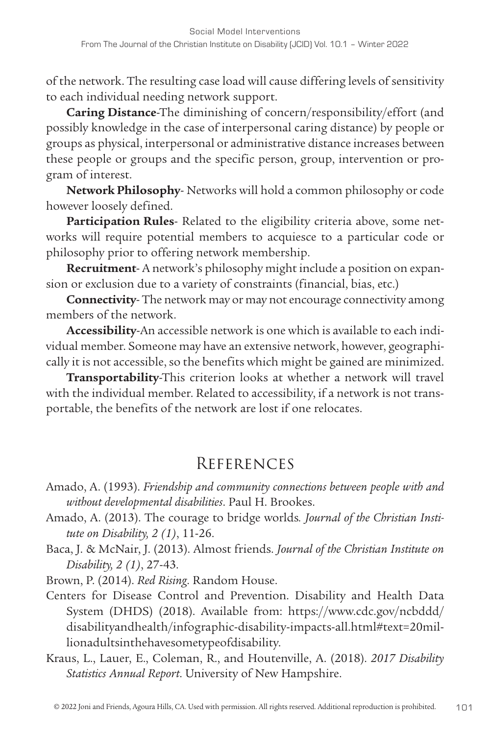of the network. The resulting case load will cause differing levels of sensitivity to each individual needing network support.

**Caring Distance**-The diminishing of concern/responsibility/effort (and possibly knowledge in the case of interpersonal caring distance) by people or groups as physical, interpersonal or administrative distance increases between these people or groups and the specific person, group, intervention or program of interest.

**Network Philosophy**- Networks will hold a common philosophy or code however loosely defined.

**Participation Rules**- Related to the eligibility criteria above, some networks will require potential members to acquiesce to a particular code or philosophy prior to offering network membership.

**Recruitment**- A network's philosophy might include a position on expansion or exclusion due to a variety of constraints (financial, bias, etc.)

**Connectivity**- The network may or may not encourage connectivity among members of the network.

**Accessibility**-An accessible network is one which is available to each individual member. Someone may have an extensive network, however, geographically it is not accessible, so the benefits which might be gained are minimized.

**Transportability**-This criterion looks at whether a network will travel with the individual member. Related to accessibility, if a network is not transportable, the benefits of the network are lost if one relocates.

## References

Amado, A. (1993). *Friendship and community connections between people with and without developmental disabilities*. Paul H. Brookes.

Amado, A. (2013). The courage to bridge worlds. *Journal of the Christian Institute on Disability, 2 (1)*, 11-26.

Baca, J. & McNair, J. (2013). Almost friends. *Journal of the Christian Institute on Disability, 2 (1)*, 27-43.

Brown, P. (2014). *Red Rising*. Random House.

Centers for Disease Control and Prevention. Disability and Health Data System (DHDS) (2018). Available from: https://www.cdc.gov/ncbddd/disabilityandhealth/infographic-disability-impacts-all.html#text=20millionadultsinthehavesometypeofdisability.

Kraus, L., Lauer, E., Coleman, R., and Houtenville, A. (2018). *2017 Disability Statistics Annual Report*. University of New Hampshire.

© 2022 Joni and Friends, Agoura Hills, CA. Used with permission. All rights reserved. Additional reproduction is prohibited.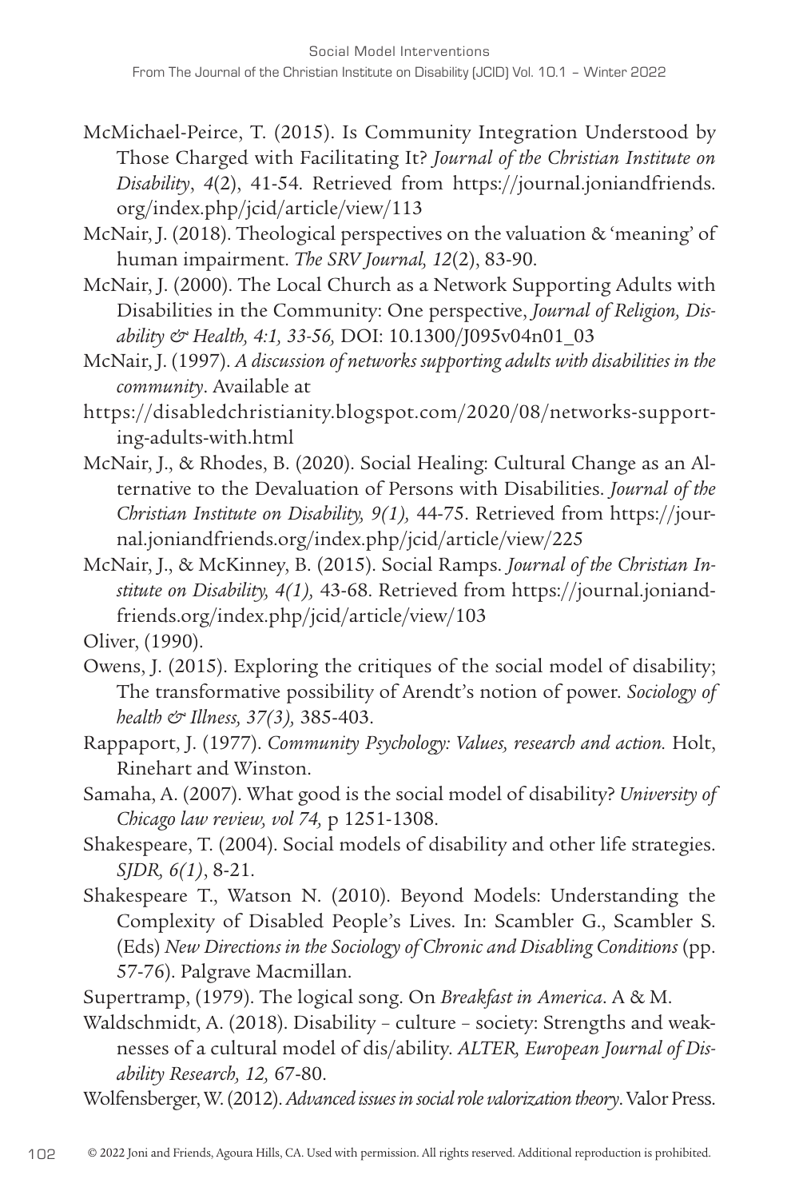McMichael-Peirce, T. (2015). Is Community Integration Understood by Those Charged with Facilitating It? *Journal of the Christian Institute on Disability*, *4*(2), 41-54. Retrieved from https://journal.joniandfriends.org/index.php/jcid/article/view/113

McNair, J. (2018). Theological perspectives on the valuation & 'meaning' of human impairment. *The SRV Journal, 12*(2), 83-90.

McNair, J. (2000). The Local Church as a Network Supporting Adults with Disabilities in the Community: One perspective, *Journal of Religion, Disability & Health, 4:1, 33-56,* DOI: 10.1300/J095v04n01_03

McNair, J. (1997). *A discussion of networks supporting adults with disabilities in the community*. Available at

https://disabledchristianity.blogspot.com/2020/08/networks-supporting-adults-with.html

McNair, J., & Rhodes, B. (2020). Social Healing: Cultural Change as an Alternative to the Devaluation of Persons with Disabilities. *Journal of the Christian Institute on Disability, 9(1),* 44-75. Retrieved from https://journal.joniandfriends.org/index.php/jcid/article/view/225

McNair, J., & McKinney, B. (2015). Social Ramps. *Journal of the Christian Institute on Disability, 4(1),* 43-68. Retrieved from https://journal.joniandfriends.org/index.php/jcid/article/view/103

Oliver, (1990).

Owens, J. (2015). Exploring the critiques of the social model of disability; The transformative possibility of Arendt's notion of power. *Sociology of health & Illness, 37(3),* 385-403.

Rappaport, J. (1977). *Community Psychology: Values, research and action.* Holt, Rinehart and Winston.

Samaha, A. (2007). What good is the social model of disability? *University of Chicago law review, vol 74,* p 1251-1308.

Shakespeare, T. (2004). Social models of disability and other life strategies. *SJDR, 6(1)*, 8-21.

Shakespeare T., Watson N. (2010). Beyond Models: Understanding the Complexity of Disabled People's Lives. In: Scambler G., Scambler S. (Eds) *New Directions in the Sociology of Chronic and Disabling Conditions* (pp. 57-76). Palgrave Macmillan.

Supertramp, (1979). The logical song. On *Breakfast in America*. A & M.

Waldschmidt, A. (2018). Disability – culture – society: Strengths and weaknesses of a cultural model of dis/ability. *ALTER, European Journal of Disability Research, 12,* 67-80.

Wolfensberger, W. (2012). *Advanced issues in social role valorization theory*. Valor Press.

© 2022 Joni and Friends, Agoura Hills, CA. Used with permission. All rights reserved. Additional reproduction is prohibited.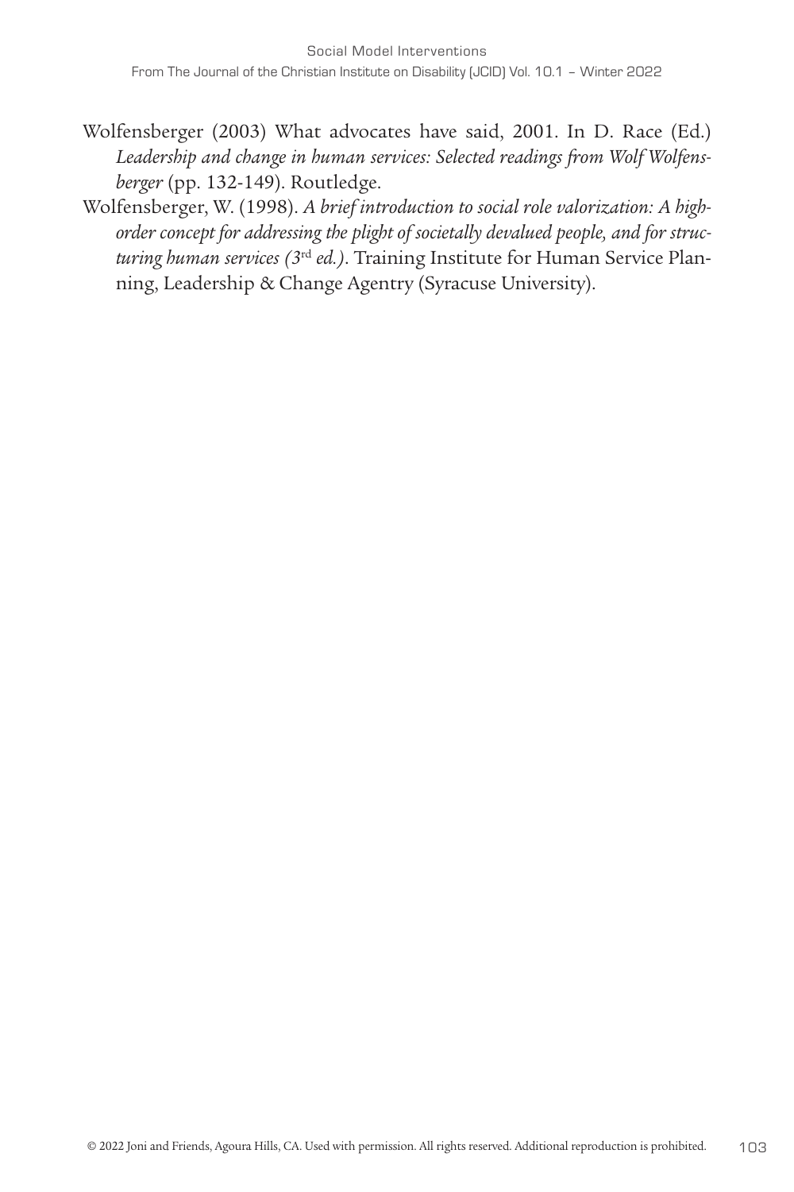Wolfensberger (2003) What advocates have said, 2001. In D. Race (Ed.) *Leadership and change in human services: Selected readings from Wolf Wolfensberger* (pp. 132-149). Routledge.

Wolfensberger, W. (1998). *A brief introduction to social role valorization: A high-order concept for addressing the plight of societally devalued people, and for structuring human services (3rd ed.)*. Training Institute for Human Service Planning, Leadership & Change Agentry (Syracuse University).